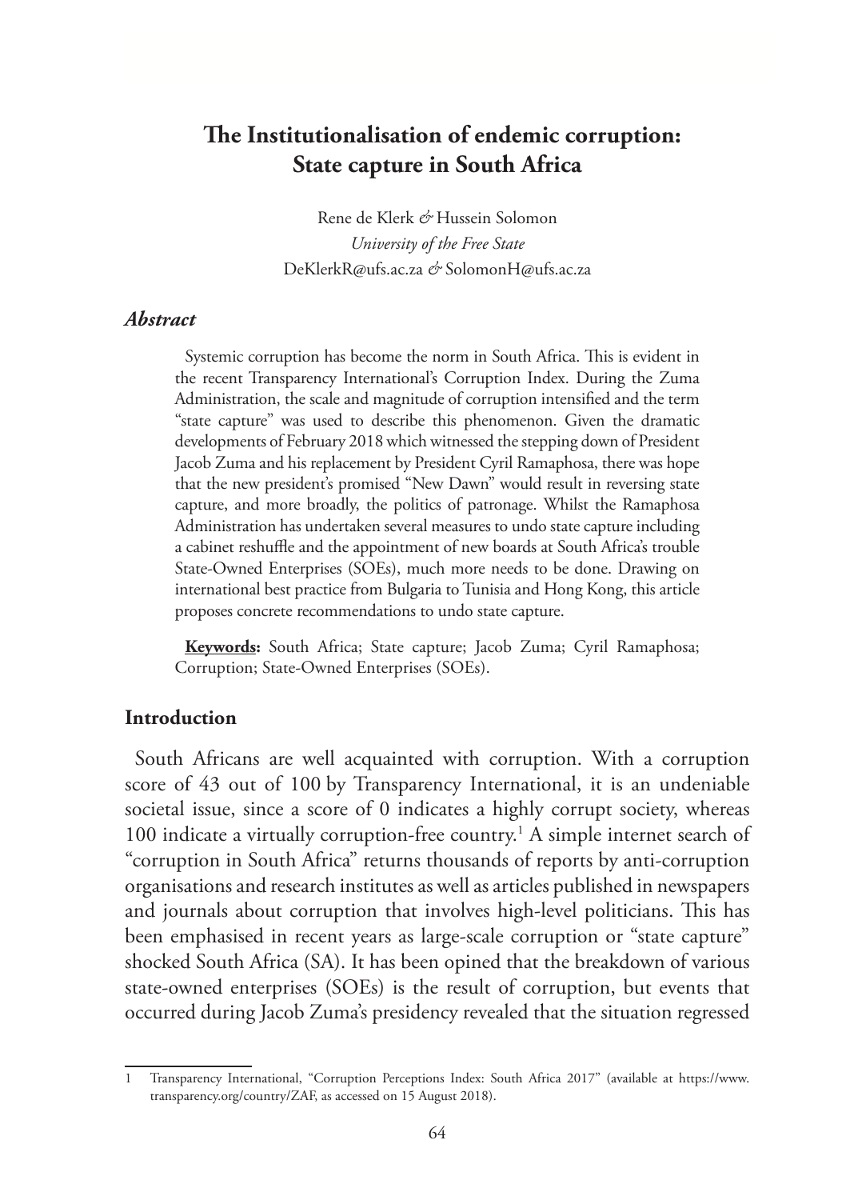# The Institutionalisation of endemic corruption: State capture in South Africa

Rene de Klerk *&* Hussein Solomon

*University of the Free State*

DeKlerkR@ufs.ac.za *&* SolomonH@ufs.ac.za

### *Abstract*

Systemic corruption has become the norm in South Africa. This is evident in the recent Transparency International's Corruption Index. During the Zuma Administration, the scale and magnitude of corruption intensified and the term "state capture" was used to describe this phenomenon. Given the dramatic developments of February 2018 which witnessed the stepping down of President Jacob Zuma and his replacement by President Cyril Ramaphosa, there was hope that the new president's promised "New Dawn" would result in reversing state capture, and more broadly, the politics of patronage. Whilst the Ramaphosa Administration has undertaken several measures to undo state capture including a cabinet reshuffle and the appointment of new boards at South Africa's trouble State-Owned Enterprises (SOEs), much more needs to be done. Drawing on international best practice from Bulgaria to Tunisia and Hong Kong, this article proposes concrete recommendations to undo state capture.

**Keywords:** South Africa; State capture; Jacob Zuma; Cyril Ramaphosa; Corruption; State-Owned Enterprises (SOEs).

## Introduction

South Africans are well acquainted with corruption. With a corruption score of 43 out of 100 by Transparency International, it is an undeniable societal issue, since a score of 0 indicates a highly corrupt society, whereas 100 indicate a virtually corruption-free country.[1] A simple internet search of "corruption in South Africa" returns thousands of reports by anti-corruption organisations and research institutes as well as articles published in newspapers and journals about corruption that involves high-level politicians. This has been emphasised in recent years as large-scale corruption or "state capture" shocked South Africa (SA). It has been opined that the breakdown of various state-owned enterprises (SOEs) is the result of corruption, but events that occurred during Jacob Zuma's presidency revealed that the situation regressed

---

1 Transparency International, "Corruption Perceptions Index: South Africa 2017" (available at https://www.transparency.org/country/ZAF, as accessed on 15 August 2018).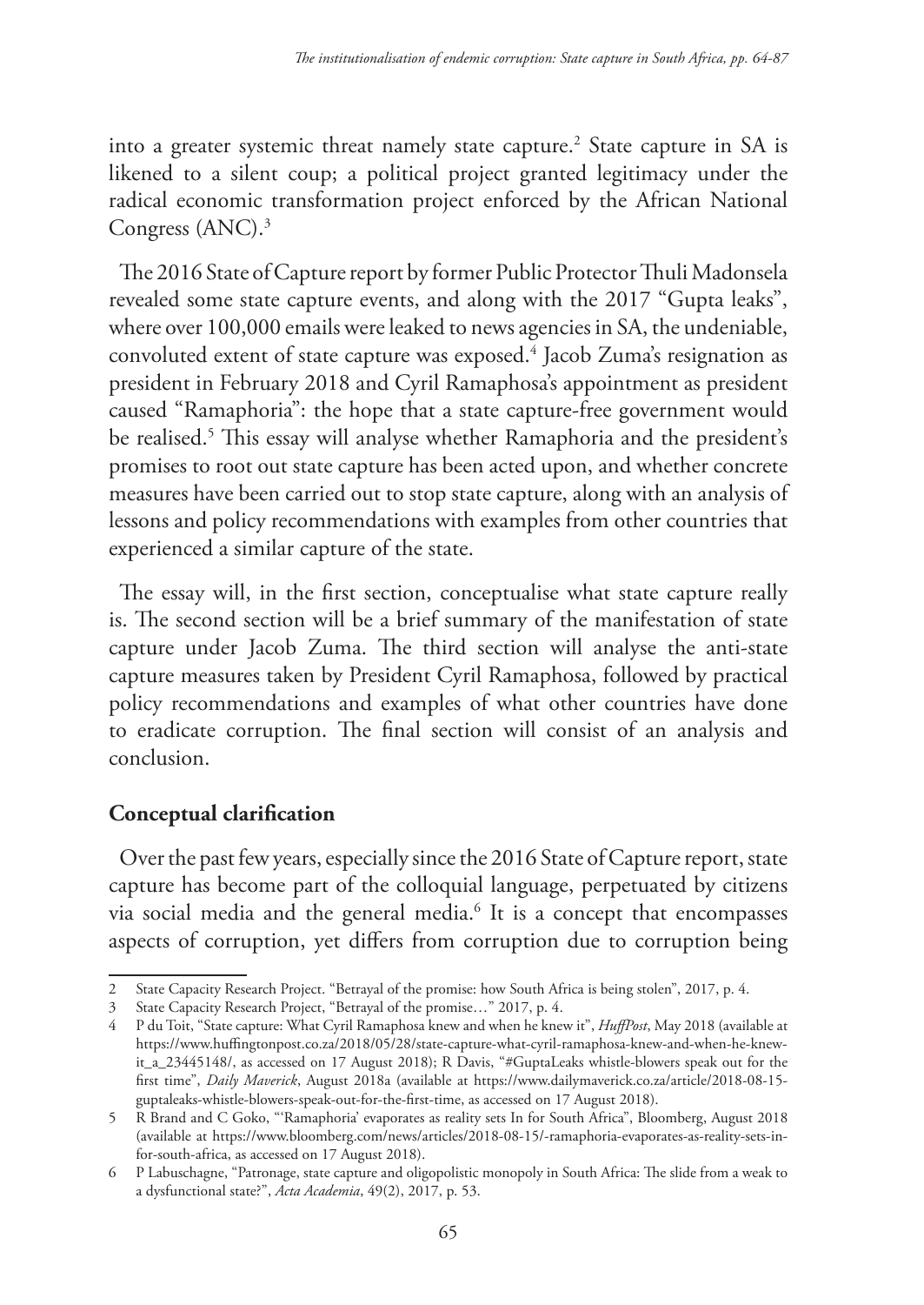into a greater systemic threat namely state capture.[2] State capture in SA is likened to a silent coup; a political project granted legitimacy under the radical economic transformation project enforced by the African National Congress (ANC).[3]

The 2016 State of Capture report by former Public Protector Thuli Madonsela revealed some state capture events, and along with the 2017 "Gupta leaks", where over 100,000 emails were leaked to news agencies in SA, the undeniable, convoluted extent of state capture was exposed.[4] Jacob Zuma's resignation as president in February 2018 and Cyril Ramaphosa's appointment as president caused "Ramaphoria": the hope that a state capture-free government would be realised.[5] This essay will analyse whether Ramaphoria and the president's promises to root out state capture has been acted upon, and whether concrete measures have been carried out to stop state capture, along with an analysis of lessons and policy recommendations with examples from other countries that experienced a similar capture of the state.

The essay will, in the first section, conceptualise what state capture really is. The second section will be a brief summary of the manifestation of state capture under Jacob Zuma. The third section will analyse the anti-state capture measures taken by President Cyril Ramaphosa, followed by practical policy recommendations and examples of what other countries have done to eradicate corruption. The final section will consist of an analysis and conclusion.

## Conceptual clarification

Over the past few years, especially since the 2016 State of Capture report, state capture has become part of the colloquial language, perpetuated by citizens via social media and the general media.[6] It is a concept that encompasses aspects of corruption, yet differs from corruption due to corruption being

---

2 State Capacity Research Project. "Betrayal of the promise: how South Africa is being stolen", 2017, p. 4.

3 State Capacity Research Project, "Betrayal of the promise…" 2017, p. 4.

4 P du Toit, "State capture: What Cyril Ramaphosa knew and when he knew it", *HuffPost*, May 2018 (available at https://www.huffingtonpost.co.za/2018/05/28/state-capture-what-cyril-ramaphosa-knew-and-when-he-knew-it_a_23445148/, as accessed on 17 August 2018); R Davis, "#GuptaLeaks whistle-blowers speak out for the first time", *Daily Maverick*, August 2018a (available at https://www.dailymaverick.co.za/article/2018-08-15-guptaleaks-whistle-blowers-speak-out-for-the-first-time, as accessed on 17 August 2018).

5 R Brand and C Goko, "'Ramaphoria' evaporates as reality sets In for South Africa", Bloomberg, August 2018 (available at https://www.bloomberg.com/news/articles/2018-08-15/-ramaphoria-evaporates-as-reality-sets-in-for-south-africa, as accessed on 17 August 2018).

6 P Labuschagne, "Patronage, state capture and oligopolistic monopoly in South Africa: The slide from a weak to a dysfunctional state?", *Acta Academia*, 49(2), 2017, p. 53.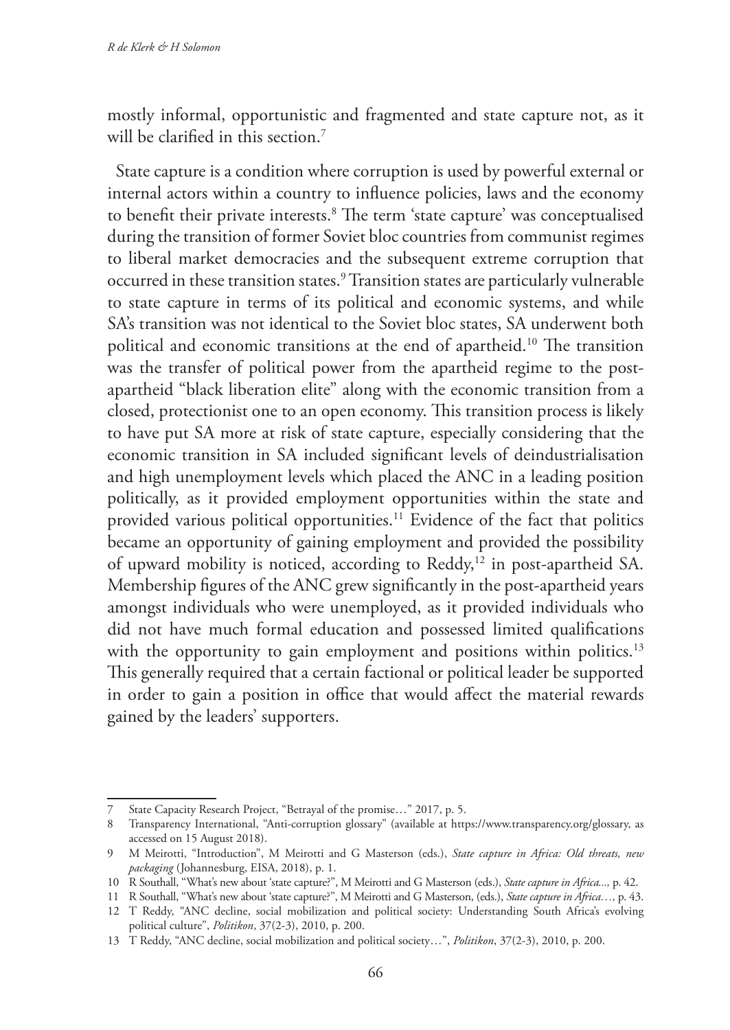mostly informal, opportunistic and fragmented and state capture not, as it will be clarified in this section.[7]

State capture is a condition where corruption is used by powerful external or internal actors within a country to influence policies, laws and the economy to benefit their private interests.[8] The term 'state capture' was conceptualised during the transition of former Soviet bloc countries from communist regimes to liberal market democracies and the subsequent extreme corruption that occurred in these transition states.[9] Transition states are particularly vulnerable to state capture in terms of its political and economic systems, and while SA's transition was not identical to the Soviet bloc states, SA underwent both political and economic transitions at the end of apartheid.[10] The transition was the transfer of political power from the apartheid regime to the post-apartheid "black liberation elite" along with the economic transition from a closed, protectionist one to an open economy. This transition process is likely to have put SA more at risk of state capture, especially considering that the economic transition in SA included significant levels of deindustrialisation and high unemployment levels which placed the ANC in a leading position politically, as it provided employment opportunities within the state and provided various political opportunities.[11] Evidence of the fact that politics became an opportunity of gaining employment and provided the possibility of upward mobility is noticed, according to Reddy,[12] in post-apartheid SA. Membership figures of the ANC grew significantly in the post-apartheid years amongst individuals who were unemployed, as it provided individuals who did not have much formal education and possessed limited qualifications with the opportunity to gain employment and positions within politics.[13] This generally required that a certain factional or political leader be supported in order to gain a position in office that would affect the material rewards gained by the leaders' supporters.

---

7 State Capacity Research Project, "Betrayal of the promise…" 2017, p. 5.

8 Transparency International, "Anti-corruption glossary" (available at https://www.transparency.org/glossary, as accessed on 15 August 2018).

9 M Meirotti, "Introduction", M Meirotti and G Masterson (eds.), *State capture in Africa: Old threats, new packaging* (Johannesburg, EISA, 2018), p. 1.

10 R Southall, "What's new about 'state capture?", M Meirotti and G Masterson (eds.), *State capture in Africa...,* p. 42.

11 R Southall, "What's new about 'state capture?", M Meirotti and G Masterson, (eds.), *State capture in Africa…,* p. 43.

12 T Reddy, "ANC decline, social mobilization and political society: Understanding South Africa's evolving political culture", *Politikon*, 37(2-3), 2010, p. 200.

13 T Reddy, "ANC decline, social mobilization and political society…", *Politikon*, 37(2-3), 2010, p. 200.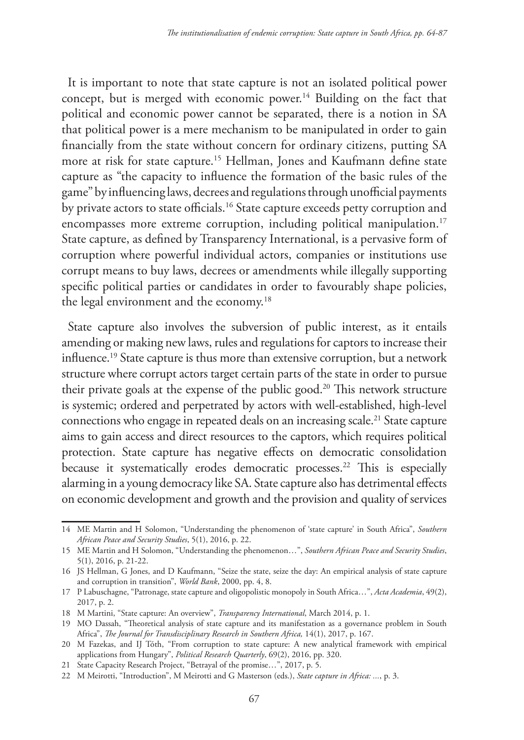It is important to note that state capture is not an isolated political power concept, but is merged with economic power.[14] Building on the fact that political and economic power cannot be separated, there is a notion in SA that political power is a mere mechanism to be manipulated in order to gain financially from the state without concern for ordinary citizens, putting SA more at risk for state capture.[15] Hellman, Jones and Kaufmann define state capture as "the capacity to influence the formation of the basic rules of the game" by influencing laws, decrees and regulations through unofficial payments by private actors to state officials.[16] State capture exceeds petty corruption and encompasses more extreme corruption, including political manipulation.[17] State capture, as defined by Transparency International, is a pervasive form of corruption where powerful individual actors, companies or institutions use corrupt means to buy laws, decrees or amendments while illegally supporting specific political parties or candidates in order to favourably shape policies, the legal environment and the economy.[18]

State capture also involves the subversion of public interest, as it entails amending or making new laws, rules and regulations for captors to increase their influence.[19] State capture is thus more than extensive corruption, but a network structure where corrupt actors target certain parts of the state in order to pursue their private goals at the expense of the public good.[20] This network structure is systemic; ordered and perpetrated by actors with well-established, high-level connections who engage in repeated deals on an increasing scale.[21] State capture aims to gain access and direct resources to the captors, which requires political protection. State capture has negative effects on democratic consolidation because it systematically erodes democratic processes.[22] This is especially alarming in a young democracy like SA. State capture also has detrimental effects on economic development and growth and the provision and quality of services

---

14 ME Martin and H Solomon, "Understanding the phenomenon of 'state capture' in South Africa", *Southern African Peace and Security Studies*, 5(1), 2016, p. 22.

15 ME Martin and H Solomon, "Understanding the phenomenon…", *Southern African Peace and Security Studies*, 5(1), 2016, p. 21-22.

16 JS Hellman, G Jones, and D Kaufmann, "Seize the state, seize the day: An empirical analysis of state capture and corruption in transition", *World Bank*, 2000, pp. 4, 8.

17 P Labuschagne, "Patronage, state capture and oligopolistic monopoly in South Africa…", *Acta Academia*, 49(2), 2017, p. 2.

18 M Martini, "State capture: An overview", *Transparency International*, March 2014, p. 1.

19 MO Dassah, "Theoretical analysis of state capture and its manifestation as a governance problem in South Africa", *The Journal for Transdisciplinary Research in Southern Africa,* 14(1), 2017, p. 167.

20 M Fazekas, and IJ Tóth, "From corruption to state capture: A new analytical framework with empirical applications from Hungary", *Political Research Quarterly*, 69(2), 2016, pp. 320.

21 State Capacity Research Project, "Betrayal of the promise…", 2017, p. 5.

22 M Meirotti, "Introduction", M Meirotti and G Masterson (eds.), *State capture in Africa: ...*, p. 3.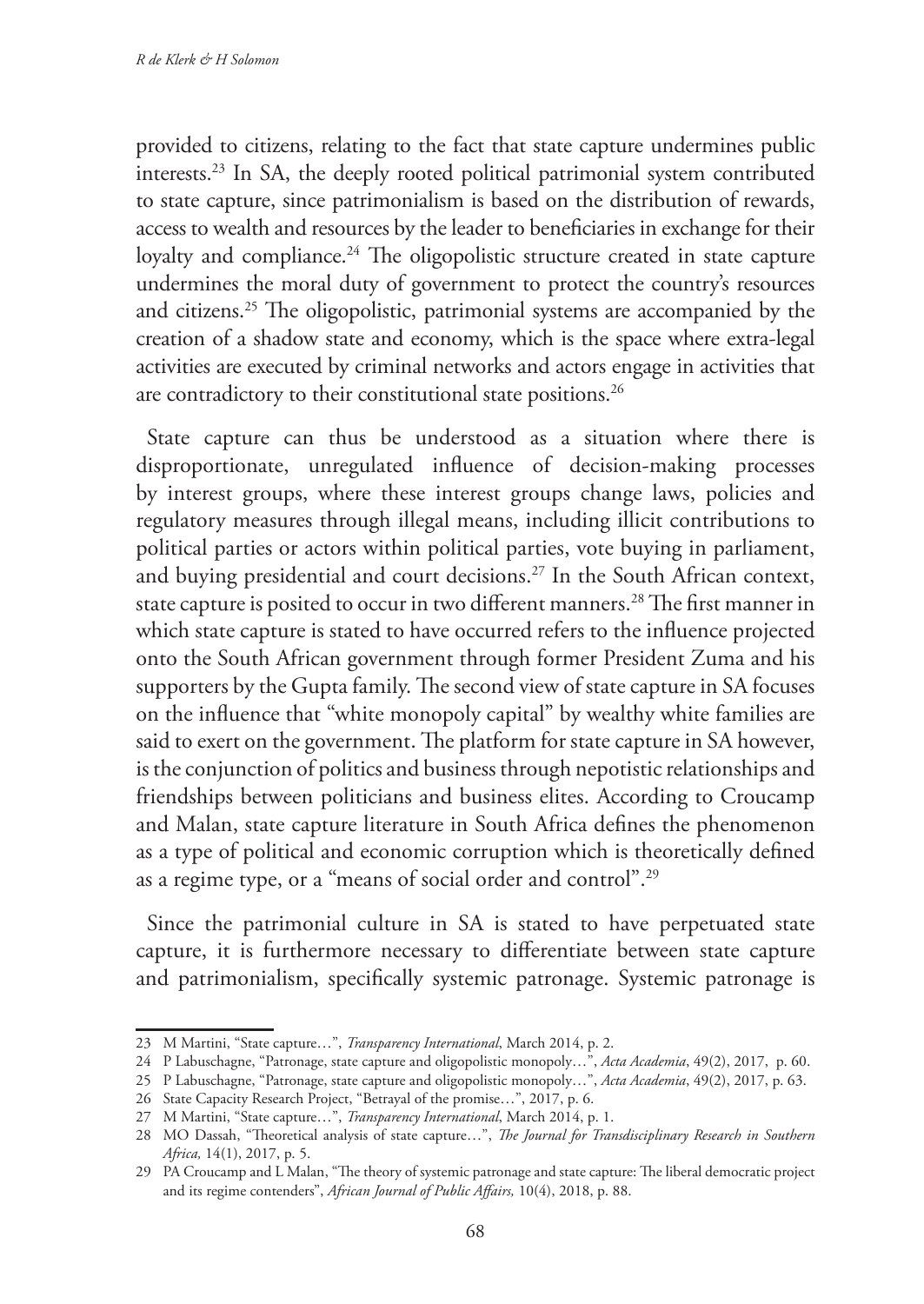provided to citizens, relating to the fact that state capture undermines public interests.[23] In SA, the deeply rooted political patrimonial system contributed to state capture, since patrimonialism is based on the distribution of rewards, access to wealth and resources by the leader to beneficiaries in exchange for their loyalty and compliance.[24] The oligopolistic structure created in state capture undermines the moral duty of government to protect the country's resources and citizens.[25] The oligopolistic, patrimonial systems are accompanied by the creation of a shadow state and economy, which is the space where extra-legal activities are executed by criminal networks and actors engage in activities that are contradictory to their constitutional state positions.[26]

State capture can thus be understood as a situation where there is disproportionate, unregulated influence of decision-making processes by interest groups, where these interest groups change laws, policies and regulatory measures through illegal means, including illicit contributions to political parties or actors within political parties, vote buying in parliament, and buying presidential and court decisions.[27] In the South African context, state capture is posited to occur in two different manners.[28] The first manner in which state capture is stated to have occurred refers to the influence projected onto the South African government through former President Zuma and his supporters by the Gupta family. The second view of state capture in SA focuses on the influence that "white monopoly capital" by wealthy white families are said to exert on the government. The platform for state capture in SA however, is the conjunction of politics and business through nepotistic relationships and friendships between politicians and business elites. According to Croucamp and Malan, state capture literature in South Africa defines the phenomenon as a type of political and economic corruption which is theoretically defined as a regime type, or a "means of social order and control".[29]

Since the patrimonial culture in SA is stated to have perpetuated state capture, it is furthermore necessary to differentiate between state capture and patrimonialism, specifically systemic patronage. Systemic patronage is

---

23 M Martini, "State capture…", *Transparency International*, March 2014, p. 2.

24 P Labuschagne, "Patronage, state capture and oligopolistic monopoly…", *Acta Academia*, 49(2), 2017, p. 60.

25 P Labuschagne, "Patronage, state capture and oligopolistic monopoly…", *Acta Academia*, 49(2), 2017, p. 63.

26 State Capacity Research Project, "Betrayal of the promise…", 2017, p. 6.

27 M Martini, "State capture…", *Transparency International*, March 2014, p. 1.

28 MO Dassah, "Theoretical analysis of state capture…", *The Journal for Transdisciplinary Research in Southern Africa,* 14(1), 2017, p. 5.

29 PA Croucamp and L Malan, "The theory of systemic patronage and state capture: The liberal democratic project and its regime contenders", *African Journal of Public Affairs,* 10(4), 2018, p. 88.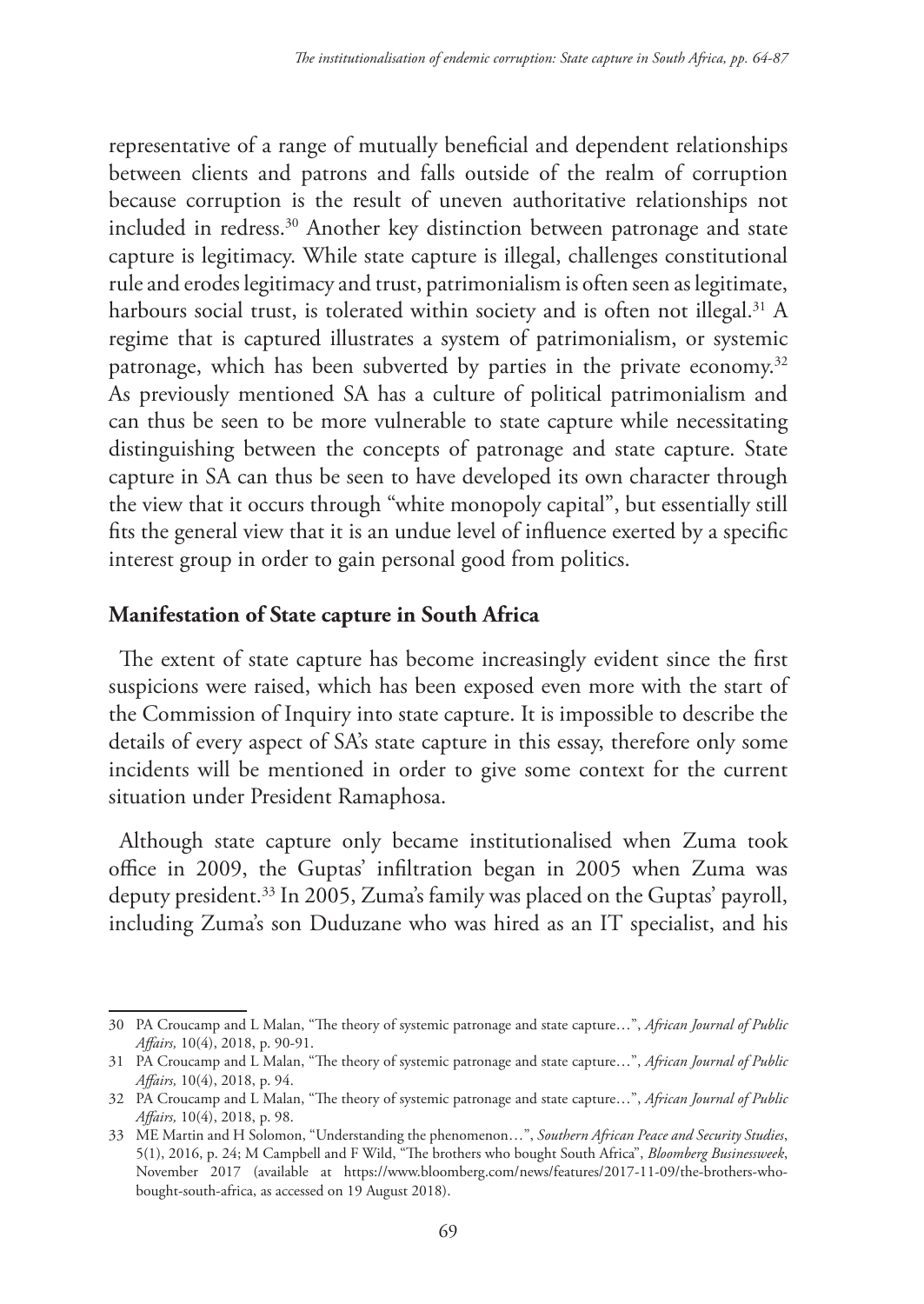representative of a range of mutually beneficial and dependent relationships between clients and patrons and falls outside of the realm of corruption because corruption is the result of uneven authoritative relationships not included in redress.[30] Another key distinction between patronage and state capture is legitimacy. While state capture is illegal, challenges constitutional rule and erodes legitimacy and trust, patrimonialism is often seen as legitimate, harbours social trust, is tolerated within society and is often not illegal.[31] A regime that is captured illustrates a system of patrimonialism, or systemic patronage, which has been subverted by parties in the private economy.[32] As previously mentioned SA has a culture of political patrimonialism and can thus be seen to be more vulnerable to state capture while necessitating distinguishing between the concepts of patronage and state capture. State capture in SA can thus be seen to have developed its own character through the view that it occurs through "white monopoly capital", but essentially still fits the general view that it is an undue level of influence exerted by a specific interest group in order to gain personal good from politics.

## Manifestation of State capture in South Africa

The extent of state capture has become increasingly evident since the first suspicions were raised, which has been exposed even more with the start of the Commission of Inquiry into state capture. It is impossible to describe the details of every aspect of SA's state capture in this essay, therefore only some incidents will be mentioned in order to give some context for the current situation under President Ramaphosa.

Although state capture only became institutionalised when Zuma took office in 2009, the Guptas' infiltration began in 2005 when Zuma was deputy president.[33] In 2005, Zuma's family was placed on the Guptas' payroll, including Zuma's son Duduzane who was hired as an IT specialist, and his

---

30 PA Croucamp and L Malan, "The theory of systemic patronage and state capture…", *African Journal of Public Affairs,* 10(4), 2018, p. 90-91.

31 PA Croucamp and L Malan, "The theory of systemic patronage and state capture…", *African Journal of Public Affairs,* 10(4), 2018, p. 94.

32 PA Croucamp and L Malan, "The theory of systemic patronage and state capture…", *African Journal of Public Affairs,* 10(4), 2018, p. 98.

33 ME Martin and H Solomon, "Understanding the phenomenon…", *Southern African Peace and Security Studies*, 5(1), 2016, p. 24; M Campbell and F Wild, "The brothers who bought South Africa", *Bloomberg Businessweek*, November 2017 (available at https://www.bloomberg.com/news/features/2017-11-09/the-brothers-who-bought-south-africa, as accessed on 19 August 2018).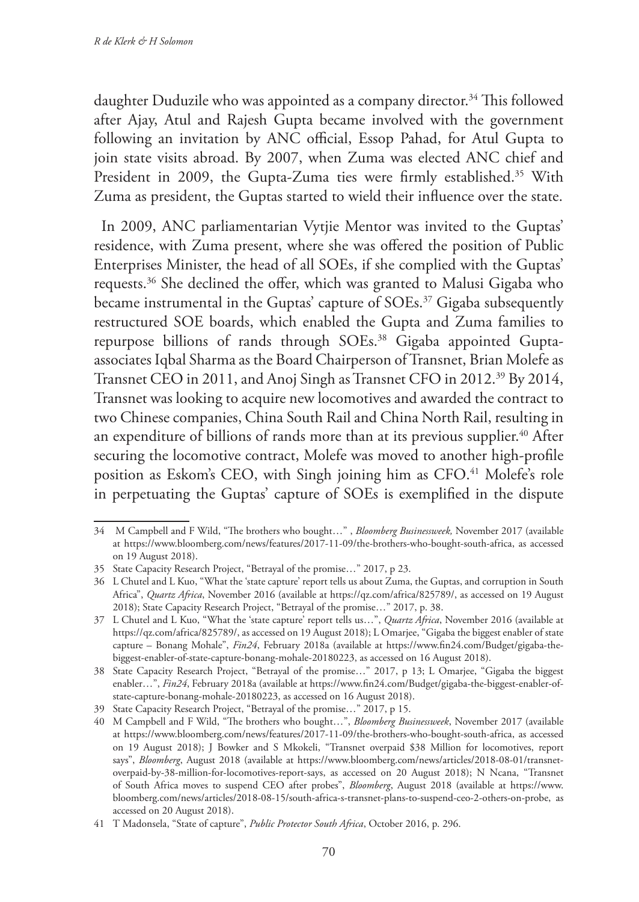daughter Duduzile who was appointed as a company director.[34] This followed after Ajay, Atul and Rajesh Gupta became involved with the government following an invitation by ANC official, Essop Pahad, for Atul Gupta to join state visits abroad. By 2007, when Zuma was elected ANC chief and President in 2009, the Gupta-Zuma ties were firmly established.[35] With Zuma as president, the Guptas started to wield their influence over the state.

In 2009, ANC parliamentarian Vytjie Mentor was invited to the Guptas' residence, with Zuma present, where she was offered the position of Public Enterprises Minister, the head of all SOEs, if she complied with the Guptas' requests.[36] She declined the offer, which was granted to Malusi Gigaba who became instrumental in the Guptas' capture of SOEs.[37] Gigaba subsequently restructured SOE boards, which enabled the Gupta and Zuma families to repurpose billions of rands through SOEs.[38] Gigaba appointed Gupta-associates Iqbal Sharma as the Board Chairperson of Transnet, Brian Molefe as Transnet CEO in 2011, and Anoj Singh as Transnet CFO in 2012.[39] By 2014, Transnet was looking to acquire new locomotives and awarded the contract to two Chinese companies, China South Rail and China North Rail, resulting in an expenditure of billions of rands more than at its previous supplier.[40] After securing the locomotive contract, Molefe was moved to another high-profile position as Eskom's CEO, with Singh joining him as CFO.[41] Molefe's role in perpetuating the Guptas' capture of SOEs is exemplified in the dispute

---

34 M Campbell and F Wild, "The brothers who bought…" , *Bloomberg Businessweek,* November 2017 (available at https://www.bloomberg.com/news/features/2017-11-09/the-brothers-who-bought-south-africa, as accessed on 19 August 2018).

35 State Capacity Research Project, "Betrayal of the promise…" 2017, p 23.

36 L Chutel and L Kuo, "What the 'state capture' report tells us about Zuma, the Guptas, and corruption in South Africa", *Quartz Africa*, November 2016 (available at https://qz.com/africa/825789/, as accessed on 19 August 2018); State Capacity Research Project, "Betrayal of the promise…" 2017, p. 38.

37 L Chutel and L Kuo, "What the 'state capture' report tells us…", *Quartz Africa*, November 2016 (available at https://qz.com/africa/825789/, as accessed on 19 August 2018); L Omarjee, "Gigaba the biggest enabler of state capture – Bonang Mohale", *Fin24*, February 2018a (available at https://www.fin24.com/Budget/gigaba-the-biggest-enabler-of-state-capture-bonang-mohale-20180223, as accessed on 16 August 2018).

38 State Capacity Research Project, "Betrayal of the promise…" 2017, p 13; L Omarjee, "Gigaba the biggest enabler…", *Fin24*, February 2018a (available at https://www.fin24.com/Budget/gigaba-the-biggest-enabler-of-state-capture-bonang-mohale-20180223, as accessed on 16 August 2018).

39 State Capacity Research Project, "Betrayal of the promise…" 2017, p 15.

40 M Campbell and F Wild, "The brothers who bought…", *Bloomberg Businessweek*, November 2017 (available at https://www.bloomberg.com/news/features/2017-11-09/the-brothers-who-bought-south-africa, as accessed on 19 August 2018); J Bowker and S Mkokeli, "Transnet overpaid $38 Million for locomotives, report says", *Bloomberg*, August 2018 (available at https://www.bloomberg.com/news/articles/2018-08-01/transnet-overpaid-by-38-million-for-locomotives-report-says, as accessed on 20 August 2018); N Ncana, "Transnet of South Africa moves to suspend CEO after probes", *Bloomberg*, August 2018 (available at https://www.bloomberg.com/news/articles/2018-08-15/south-africa-s-transnet-plans-to-suspend-ceo-2-others-on-probe, as accessed on 20 August 2018).

41 T Madonsela, "State of capture", *Public Protector South Africa*, October 2016, p. 296.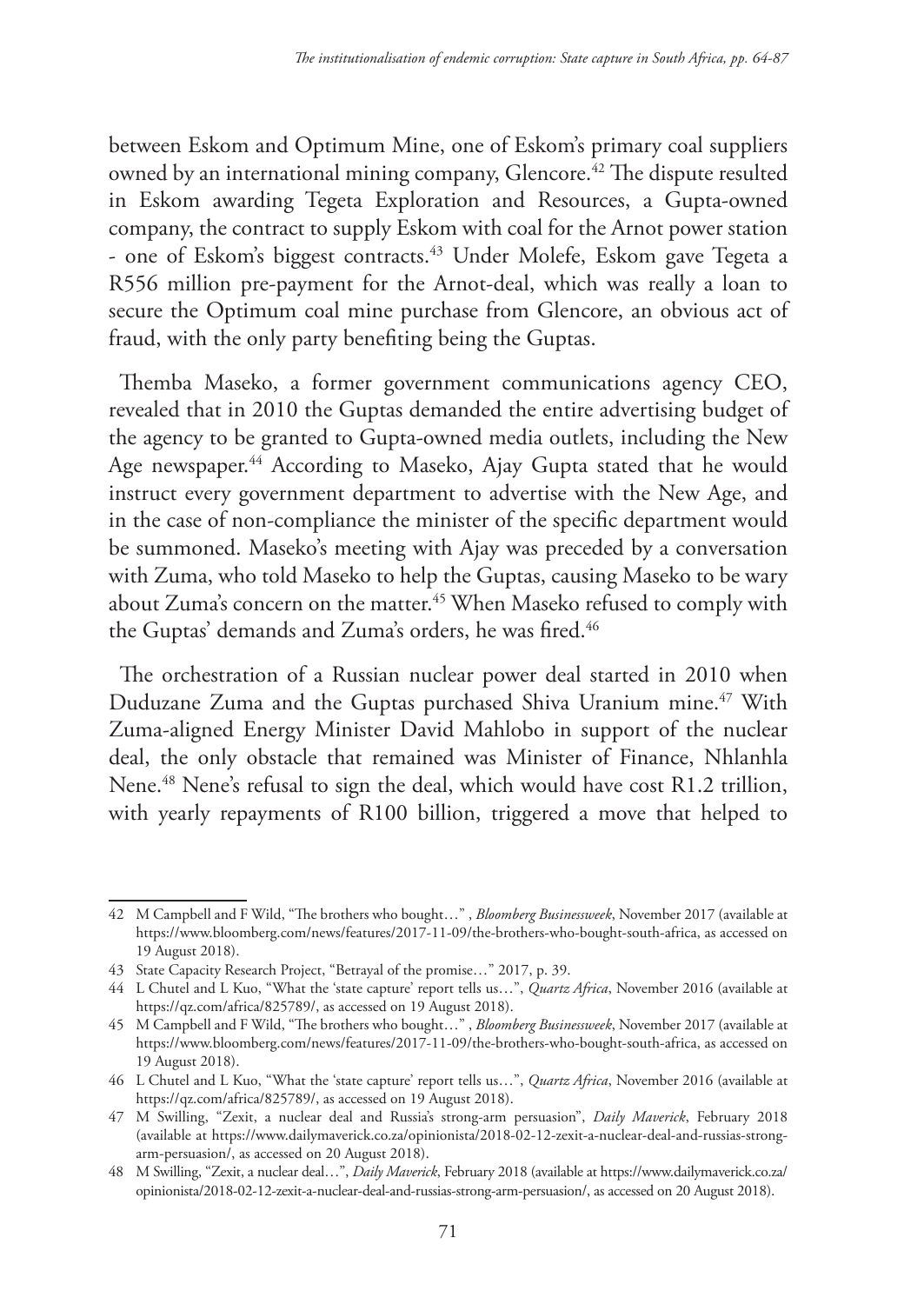between Eskom and Optimum Mine, one of Eskom's primary coal suppliers owned by an international mining company, Glencore.[42] The dispute resulted in Eskom awarding Tegeta Exploration and Resources, a Gupta-owned company, the contract to supply Eskom with coal for the Arnot power station - one of Eskom's biggest contracts.[43] Under Molefe, Eskom gave Tegeta a R556 million pre-payment for the Arnot-deal, which was really a loan to secure the Optimum coal mine purchase from Glencore, an obvious act of fraud, with the only party benefiting being the Guptas.

Themba Maseko, a former government communications agency CEO, revealed that in 2010 the Guptas demanded the entire advertising budget of the agency to be granted to Gupta-owned media outlets, including the New Age newspaper.[44] According to Maseko, Ajay Gupta stated that he would instruct every government department to advertise with the New Age, and in the case of non-compliance the minister of the specific department would be summoned. Maseko's meeting with Ajay was preceded by a conversation with Zuma, who told Maseko to help the Guptas, causing Maseko to be wary about Zuma's concern on the matter.[45] When Maseko refused to comply with the Guptas' demands and Zuma's orders, he was fired.[46]

The orchestration of a Russian nuclear power deal started in 2010 when Duduzane Zuma and the Guptas purchased Shiva Uranium mine.[47] With Zuma-aligned Energy Minister David Mahlobo in support of the nuclear deal, the only obstacle that remained was Minister of Finance, Nhlanhla Nene.[48] Nene's refusal to sign the deal, which would have cost R1.2 trillion, with yearly repayments of R100 billion, triggered a move that helped to

---

42 M Campbell and F Wild, "The brothers who bought…" , *Bloomberg Businessweek*, November 2017 (available at https://www.bloomberg.com/news/features/2017-11-09/the-brothers-who-bought-south-africa, as accessed on 19 August 2018).

43 State Capacity Research Project, "Betrayal of the promise…" 2017, p. 39.

44 L Chutel and L Kuo, "What the 'state capture' report tells us…", *Quartz Africa*, November 2016 (available at https://qz.com/africa/825789/, as accessed on 19 August 2018).

45 M Campbell and F Wild, "The brothers who bought…" , *Bloomberg Businessweek*, November 2017 (available at https://www.bloomberg.com/news/features/2017-11-09/the-brothers-who-bought-south-africa, as accessed on 19 August 2018).

46 L Chutel and L Kuo, "What the 'state capture' report tells us…", *Quartz Africa*, November 2016 (available at https://qz.com/africa/825789/, as accessed on 19 August 2018).

47 M Swilling, "Zexit, a nuclear deal and Russia's strong-arm persuasion", *Daily Maverick*, February 2018 (available at https://www.dailymaverick.co.za/opinionista/2018-02-12-zexit-a-nuclear-deal-and-russias-strong-arm-persuasion/, as accessed on 20 August 2018).

48 M Swilling, "Zexit, a nuclear deal…", *Daily Maverick*, February 2018 (available at https://www.dailymaverick.co.za/opinionista/2018-02-12-zexit-a-nuclear-deal-and-russias-strong-arm-persuasion/, as accessed on 20 August 2018).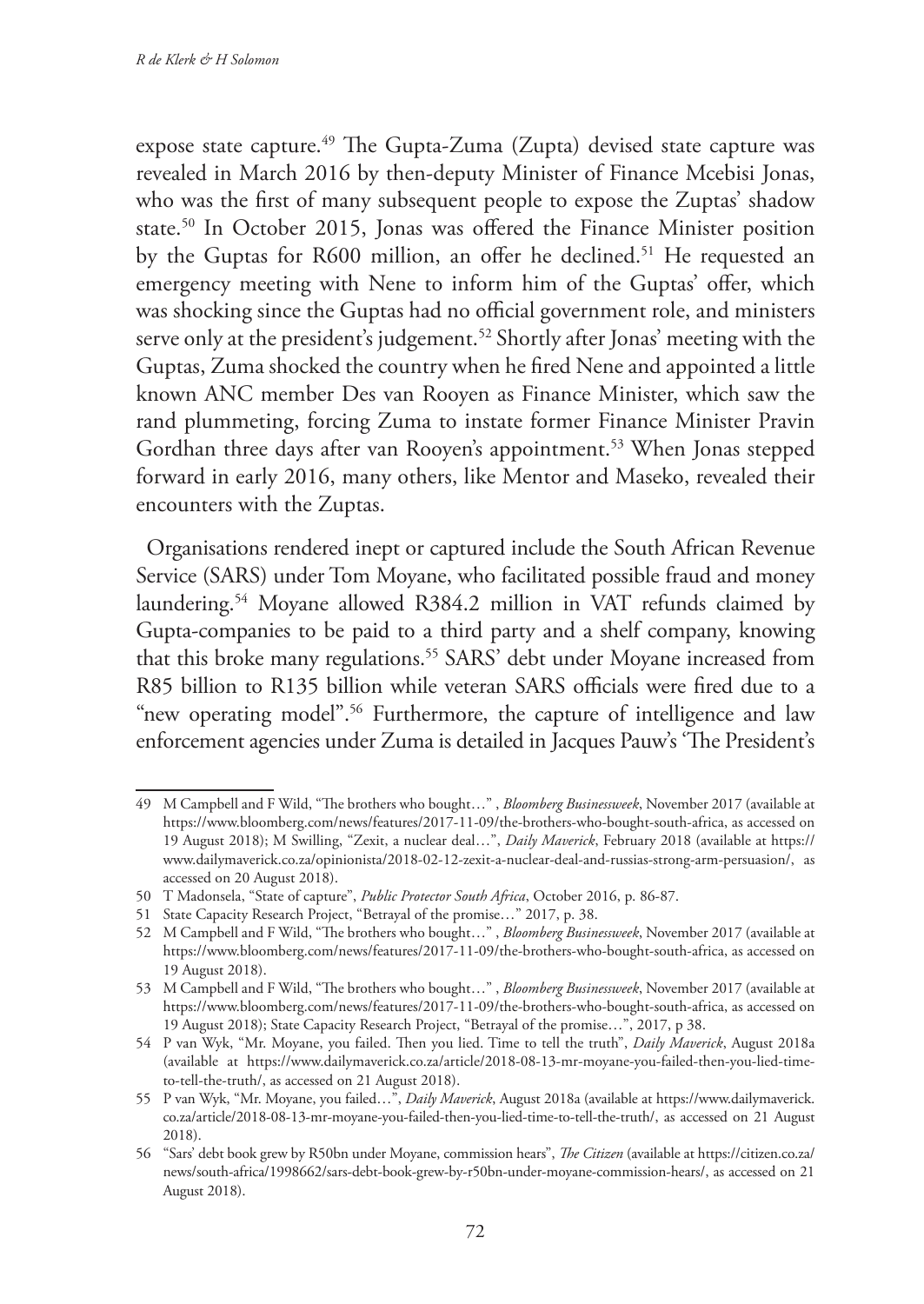expose state capture.[49] The Gupta-Zuma (Zupta) devised state capture was revealed in March 2016 by then-deputy Minister of Finance Mcebisi Jonas, who was the first of many subsequent people to expose the Zuptas' shadow state.[50] In October 2015, Jonas was offered the Finance Minister position by the Guptas for R600 million, an offer he declined.[51] He requested an emergency meeting with Nene to inform him of the Guptas' offer, which was shocking since the Guptas had no official government role, and ministers serve only at the president's judgement.[52] Shortly after Jonas' meeting with the Guptas, Zuma shocked the country when he fired Nene and appointed a little known ANC member Des van Rooyen as Finance Minister, which saw the rand plummeting, forcing Zuma to instate former Finance Minister Pravin Gordhan three days after van Rooyen's appointment.[53] When Jonas stepped forward in early 2016, many others, like Mentor and Maseko, revealed their encounters with the Zuptas.

Organisations rendered inept or captured include the South African Revenue Service (SARS) under Tom Moyane, who facilitated possible fraud and money laundering.[54] Moyane allowed R384.2 million in VAT refunds claimed by Gupta-companies to be paid to a third party and a shelf company, knowing that this broke many regulations.[55] SARS' debt under Moyane increased from R85 billion to R135 billion while veteran SARS officials were fired due to a "new operating model".[56] Furthermore, the capture of intelligence and law enforcement agencies under Zuma is detailed in Jacques Pauw's 'The President's

---

49 M Campbell and F Wild, "The brothers who bought…" , *Bloomberg Businessweek*, November 2017 (available at https://www.bloomberg.com/news/features/2017-11-09/the-brothers-who-bought-south-africa, as accessed on 19 August 2018); M Swilling, "Zexit, a nuclear deal…", *Daily Maverick*, February 2018 (available at https://www.dailymaverick.co.za/opinionista/2018-02-12-zexit-a-nuclear-deal-and-russias-strong-arm-persuasion/, as accessed on 20 August 2018).

50 T Madonsela, "State of capture", *Public Protector South Africa*, October 2016, p. 86-87.

51 State Capacity Research Project, "Betrayal of the promise…" 2017, p. 38.

52 M Campbell and F Wild, "The brothers who bought…" , *Bloomberg Businessweek*, November 2017 (available at https://www.bloomberg.com/news/features/2017-11-09/the-brothers-who-bought-south-africa, as accessed on 19 August 2018).

53 M Campbell and F Wild, "The brothers who bought…" , *Bloomberg Businessweek*, November 2017 (available at https://www.bloomberg.com/news/features/2017-11-09/the-brothers-who-bought-south-africa, as accessed on 19 August 2018); State Capacity Research Project, "Betrayal of the promise…", 2017, p 38.

54 P van Wyk, "Mr. Moyane, you failed. Then you lied. Time to tell the truth", *Daily Maverick*, August 2018a (available at https://www.dailymaverick.co.za/article/2018-08-13-mr-moyane-you-failed-then-you-lied-time-to-tell-the-truth/, as accessed on 21 August 2018).

55 P van Wyk, "Mr. Moyane, you failed…", *Daily Maverick*, August 2018a (available at https://www.dailymaverick.co.za/article/2018-08-13-mr-moyane-you-failed-then-you-lied-time-to-tell-the-truth/, as accessed on 21 August 2018).

56 "Sars' debt book grew by R50bn under Moyane, commission hears", *The Citizen* (available at https://citizen.co.za/news/south-africa/1998662/sars-debt-book-grew-by-r50bn-under-moyane-commission-hears/, as accessed on 21 August 2018).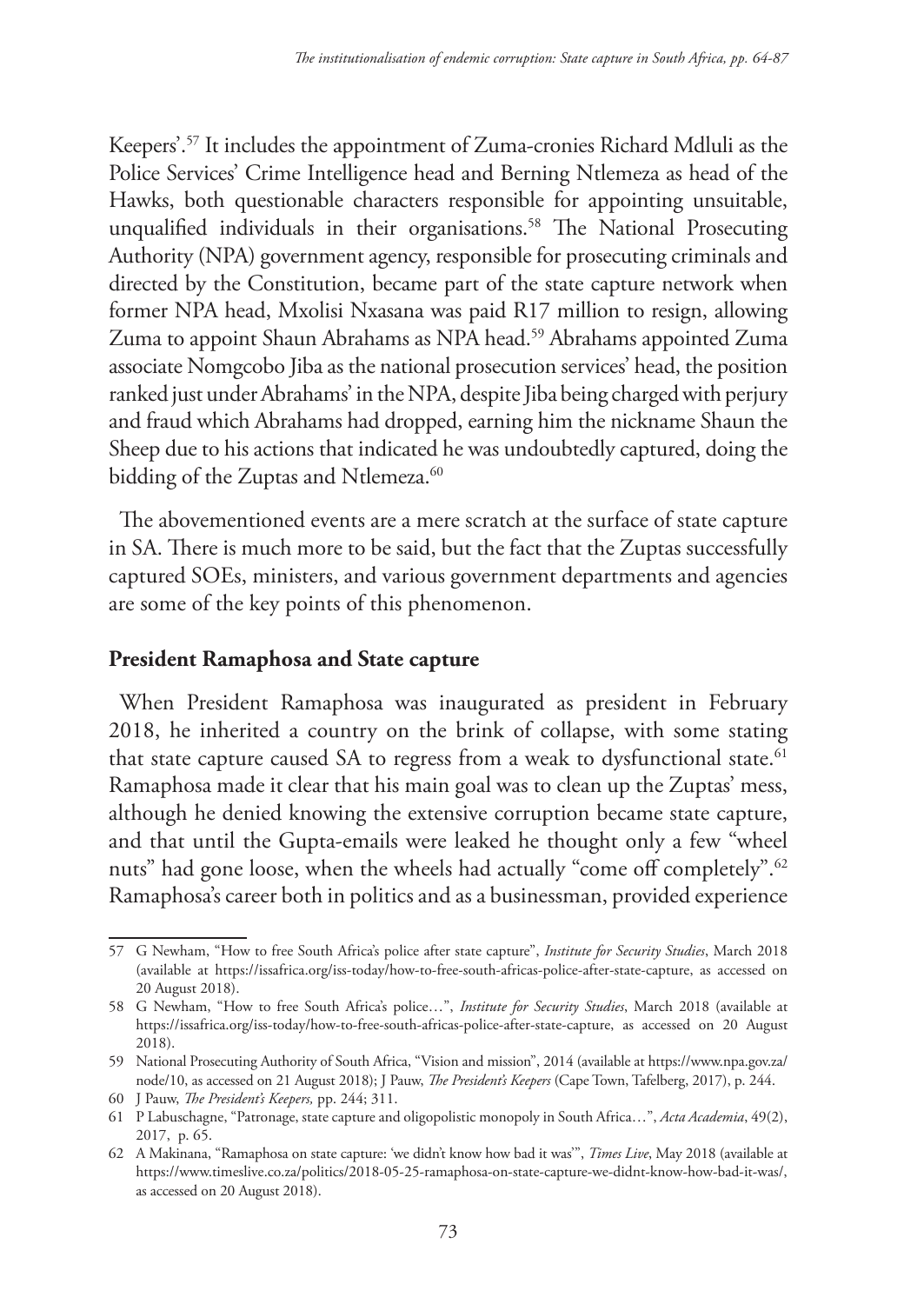Keepers'.[57] It includes the appointment of Zuma-cronies Richard Mdluli as the Police Services' Crime Intelligence head and Berning Ntlemeza as head of the Hawks, both questionable characters responsible for appointing unsuitable, unqualified individuals in their organisations.[58] The National Prosecuting Authority (NPA) government agency, responsible for prosecuting criminals and directed by the Constitution, became part of the state capture network when former NPA head, Mxolisi Nxasana was paid R17 million to resign, allowing Zuma to appoint Shaun Abrahams as NPA head.[59] Abrahams appointed Zuma associate Nomgcobo Jiba as the national prosecution services' head, the position ranked just under Abrahams' in the NPA, despite Jiba being charged with perjury and fraud which Abrahams had dropped, earning him the nickname Shaun the Sheep due to his actions that indicated he was undoubtedly captured, doing the bidding of the Zuptas and Ntlemeza.[60]

The abovementioned events are a mere scratch at the surface of state capture in SA. There is much more to be said, but the fact that the Zuptas successfully captured SOEs, ministers, and various government departments and agencies are some of the key points of this phenomenon.

## President Ramaphosa and State capture

When President Ramaphosa was inaugurated as president in February 2018, he inherited a country on the brink of collapse, with some stating that state capture caused SA to regress from a weak to dysfunctional state.[61] Ramaphosa made it clear that his main goal was to clean up the Zuptas' mess, although he denied knowing the extensive corruption became state capture, and that until the Gupta-emails were leaked he thought only a few "wheel nuts" had gone loose, when the wheels had actually "come off completely".[62] Ramaphosa's career both in politics and as a businessman, provided experience

---

57 G Newham, "How to free South Africa's police after state capture", *Institute for Security Studies*, March 2018 (available at https://issafrica.org/iss-today/how-to-free-south-africas-police-after-state-capture, as accessed on 20 August 2018).

58 G Newham, "How to free South Africa's police…", *Institute for Security Studies*, March 2018 (available at https://issafrica.org/iss-today/how-to-free-south-africas-police-after-state-capture, as accessed on 20 August 2018).

59 National Prosecuting Authority of South Africa, "Vision and mission", 2014 (available at https://www.npa.gov.za/node/10, as accessed on 21 August 2018); J Pauw, *The President's Keepers* (Cape Town, Tafelberg, 2017), p. 244.

60 J Pauw, *The President's Keepers,* pp. 244; 311.

61 P Labuschagne, "Patronage, state capture and oligopolistic monopoly in South Africa…", *Acta Academia*, 49(2), 2017, p. 65.

62 A Makinana, "Ramaphosa on state capture: 'we didn't know how bad it was'", *Times Live*, May 2018 (available at https://www.timeslive.co.za/politics/2018-05-25-ramaphosa-on-state-capture-we-didnt-know-how-bad-it-was/, as accessed on 20 August 2018).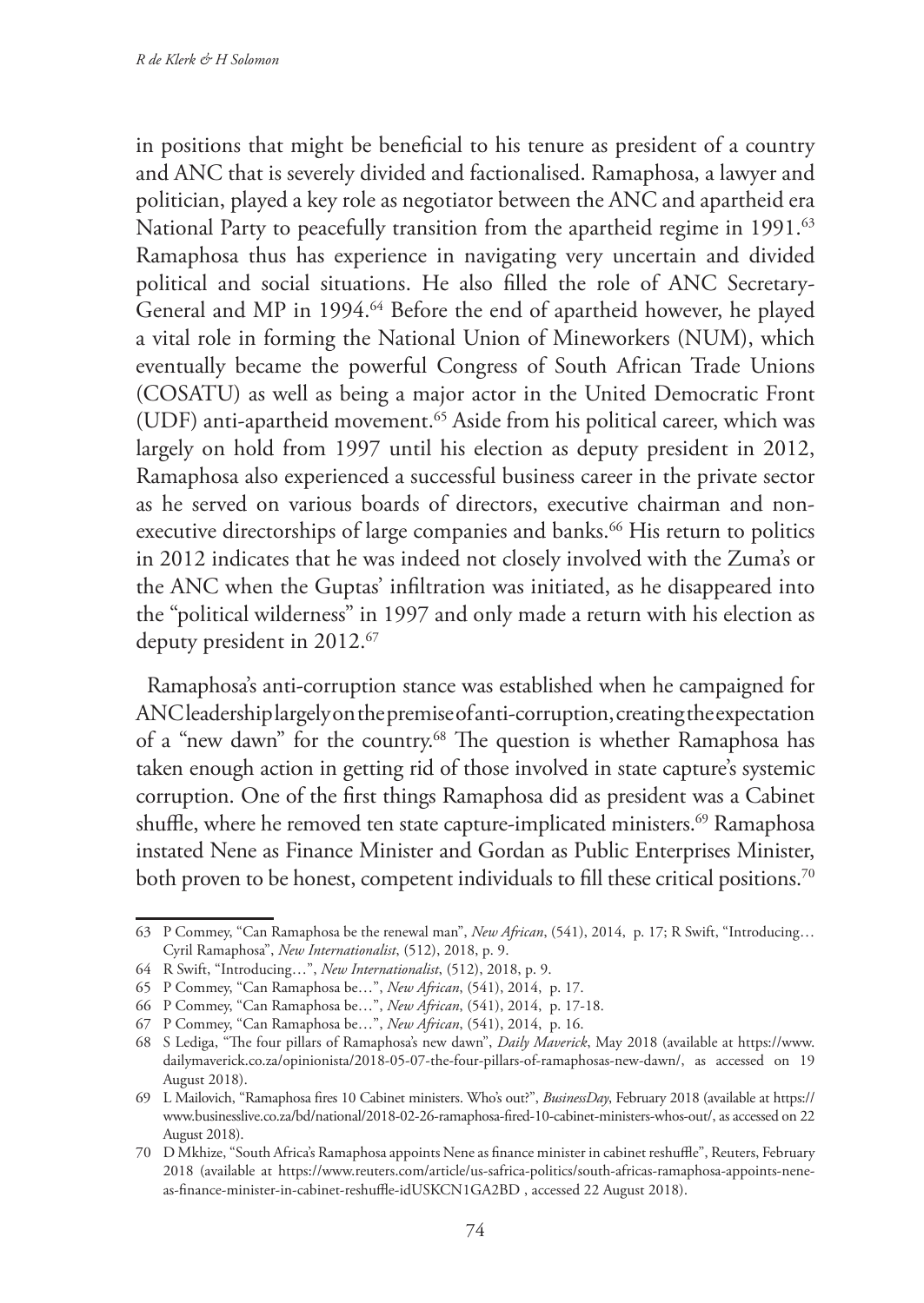in positions that might be beneficial to his tenure as president of a country and ANC that is severely divided and factionalised. Ramaphosa, a lawyer and politician, played a key role as negotiator between the ANC and apartheid era National Party to peacefully transition from the apartheid regime in 1991.[63] Ramaphosa thus has experience in navigating very uncertain and divided political and social situations. He also filled the role of ANC Secretary-General and MP in 1994.[64] Before the end of apartheid however, he played a vital role in forming the National Union of Mineworkers (NUM), which eventually became the powerful Congress of South African Trade Unions (COSATU) as well as being a major actor in the United Democratic Front (UDF) anti-apartheid movement.[65] Aside from his political career, which was largely on hold from 1997 until his election as deputy president in 2012, Ramaphosa also experienced a successful business career in the private sector as he served on various boards of directors, executive chairman and non-executive directorships of large companies and banks.[66] His return to politics in 2012 indicates that he was indeed not closely involved with the Zuma's or the ANC when the Guptas' infiltration was initiated, as he disappeared into the "political wilderness" in 1997 and only made a return with his election as deputy president in 2012.[67]

Ramaphosa's anti-corruption stance was established when he campaigned for ANC leadership largely on the premise of anti-corruption, creating the expectation of a "new dawn" for the country.[68] The question is whether Ramaphosa has taken enough action in getting rid of those involved in state capture's systemic corruption. One of the first things Ramaphosa did as president was a Cabinet shuffle, where he removed ten state capture-implicated ministers.[69] Ramaphosa instated Nene as Finance Minister and Gordan as Public Enterprises Minister, both proven to be honest, competent individuals to fill these critical positions.[70]

---

63 P Commey, "Can Ramaphosa be the renewal man", *New African*, (541), 2014, p. 17; R Swift, "Introducing… Cyril Ramaphosa", *New Internationalist*, (512), 2018, p. 9.

64 R Swift, "Introducing…", *New Internationalist*, (512), 2018, p. 9.

65 P Commey, "Can Ramaphosa be…", *New African*, (541), 2014, p. 17.

66 P Commey, "Can Ramaphosa be…", *New African*, (541), 2014, p. 17-18.

67 P Commey, "Can Ramaphosa be…", *New African*, (541), 2014, p. 16.

68 S Lediga, "The four pillars of Ramaphosa's new dawn", *Daily Maverick*, May 2018 (available at https://www.dailymaverick.co.za/opinionista/2018-05-07-the-four-pillars-of-ramaphosas-new-dawn/, as accessed on 19 August 2018).

69 L Mailovich, "Ramaphosa fires 10 Cabinet ministers. Who's out?", *BusinessDay*, February 2018 (available at https://www.businesslive.co.za/bd/national/2018-02-26-ramaphosa-fired-10-cabinet-ministers-whos-out/, as accessed on 22 August 2018).

70 D Mkhize, "South Africa's Ramaphosa appoints Nene as finance minister in cabinet reshuffle", Reuters, February 2018 (available at https://www.reuters.com/article/us-safrica-politics/south-africas-ramaphosa-appoints-nene-as-finance-minister-in-cabinet-reshuffle-idUSKCN1GA2BD , accessed 22 August 2018).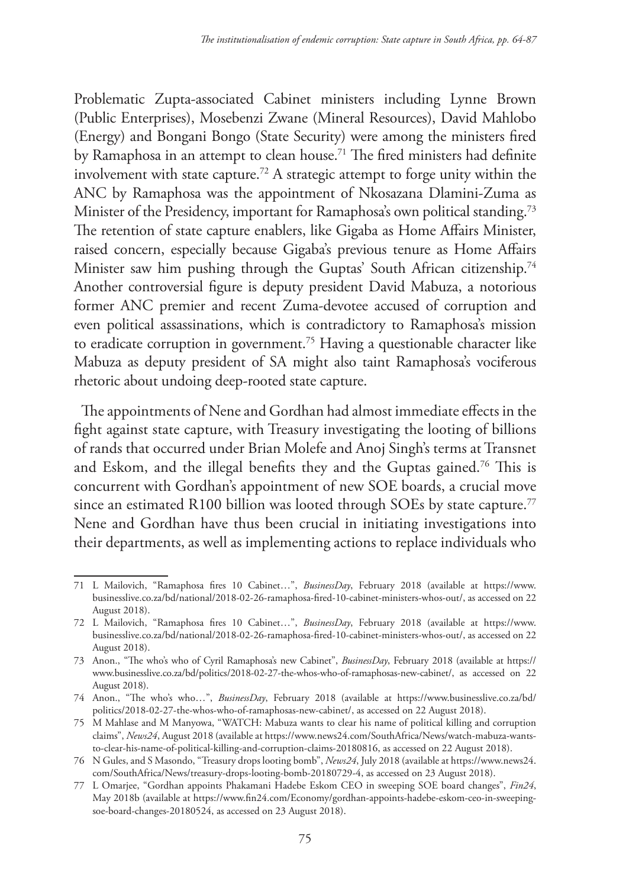Problematic Zupta-associated Cabinet ministers including Lynne Brown (Public Enterprises), Mosebenzi Zwane (Mineral Resources), David Mahlobo (Energy) and Bongani Bongo (State Security) were among the ministers fired by Ramaphosa in an attempt to clean house.[71] The fired ministers had definite involvement with state capture.[72] A strategic attempt to forge unity within the ANC by Ramaphosa was the appointment of Nkosazana Dlamini-Zuma as Minister of the Presidency, important for Ramaphosa's own political standing.[73] The retention of state capture enablers, like Gigaba as Home Affairs Minister, raised concern, especially because Gigaba's previous tenure as Home Affairs Minister saw him pushing through the Guptas' South African citizenship.[74] Another controversial figure is deputy president David Mabuza, a notorious former ANC premier and recent Zuma-devotee accused of corruption and even political assassinations, which is contradictory to Ramaphosa's mission to eradicate corruption in government.[75] Having a questionable character like Mabuza as deputy president of SA might also taint Ramaphosa's vociferous rhetoric about undoing deep-rooted state capture.

The appointments of Nene and Gordhan had almost immediate effects in the fight against state capture, with Treasury investigating the looting of billions of rands that occurred under Brian Molefe and Anoj Singh's terms at Transnet and Eskom, and the illegal benefits they and the Guptas gained.[76] This is concurrent with Gordhan's appointment of new SOE boards, a crucial move since an estimated R100 billion was looted through SOEs by state capture.[77] Nene and Gordhan have thus been crucial in initiating investigations into their departments, as well as implementing actions to replace individuals who

---

71 L Mailovich, "Ramaphosa fires 10 Cabinet…", *BusinessDay*, February 2018 (available at https://www.businesslive.co.za/bd/national/2018-02-26-ramaphosa-fired-10-cabinet-ministers-whos-out/, as accessed on 22 August 2018).

72 L Mailovich, "Ramaphosa fires 10 Cabinet…", *BusinessDay*, February 2018 (available at https://www.businesslive.co.za/bd/national/2018-02-26-ramaphosa-fired-10-cabinet-ministers-whos-out/, as accessed on 22 August 2018).

73 Anon., "The who's who of Cyril Ramaphosa's new Cabinet", *BusinessDay*, February 2018 (available at https://www.businesslive.co.za/bd/politics/2018-02-27-the-whos-who-of-ramaphosas-new-cabinet/, as accessed on 22 August 2018).

74 Anon., "The who's who…", *BusinessDay*, February 2018 (available at https://www.businesslive.co.za/bd/politics/2018-02-27-the-whos-who-of-ramaphosas-new-cabinet/, as accessed on 22 August 2018).

75 M Mahlase and M Manyowa, "WATCH: Mabuza wants to clear his name of political killing and corruption claims", *News24*, August 2018 (available at https://www.news24.com/SouthAfrica/News/watch-mabuza-wants-to-clear-his-name-of-political-killing-and-corruption-claims-20180816, as accessed on 22 August 2018).

76 N Gules, and S Masondo, "Treasury drops looting bomb", *News24*, July 2018 (available at https://www.news24.com/SouthAfrica/News/treasury-drops-looting-bomb-20180729-4, as accessed on 23 August 2018).

77 L Omarjee, "Gordhan appoints Phakamani Hadebe Eskom CEO in sweeping SOE board changes", *Fin24*, May 2018b (available at https://www.fin24.com/Economy/gordhan-appoints-hadebe-eskom-ceo-in-sweeping-soe-board-changes-20180524, as accessed on 23 August 2018).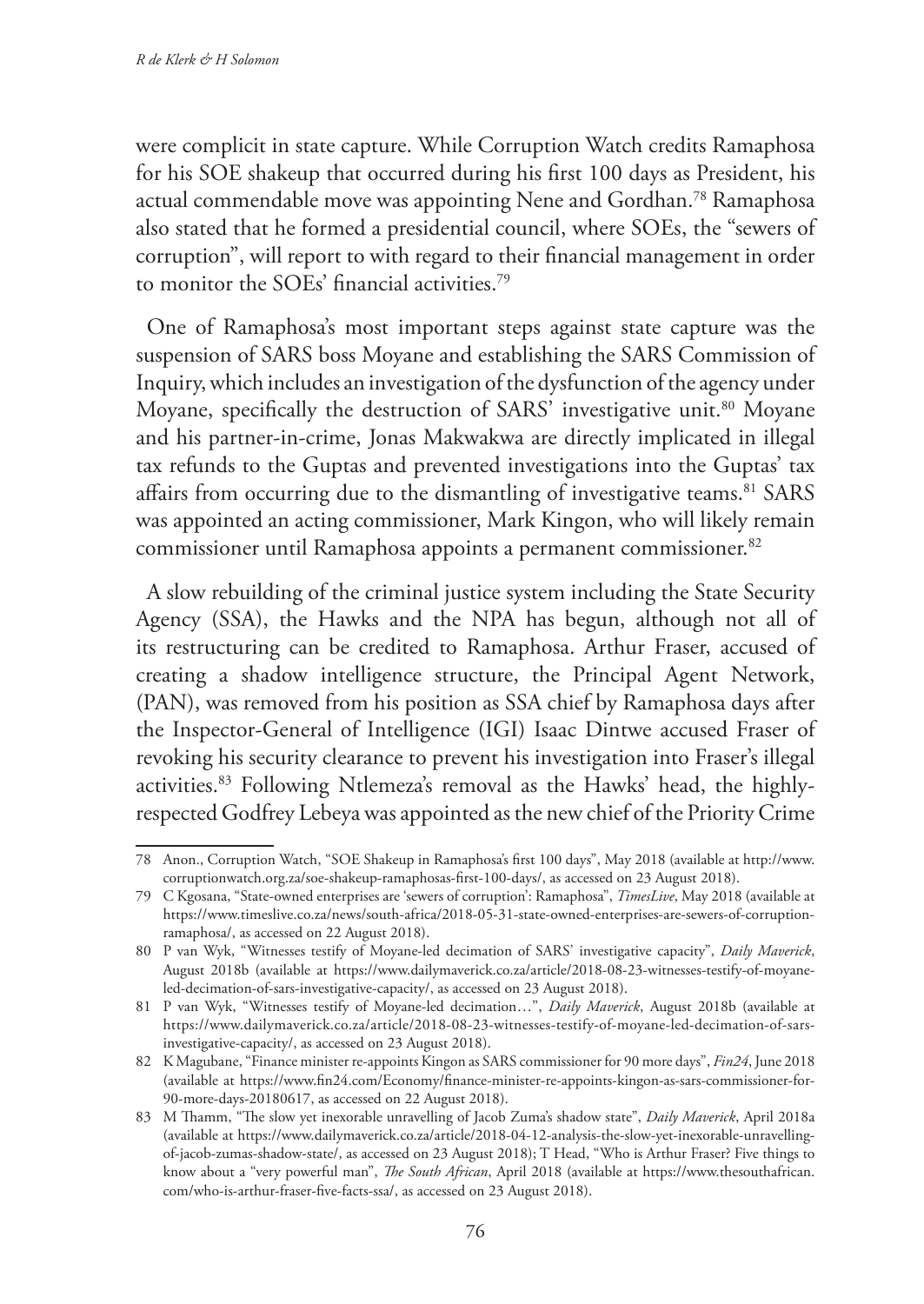were complicit in state capture. While Corruption Watch credits Ramaphosa for his SOE shakeup that occurred during his first 100 days as President, his actual commendable move was appointing Nene and Gordhan.[78] Ramaphosa also stated that he formed a presidential council, where SOEs, the "sewers of corruption", will report to with regard to their financial management in order to monitor the SOEs' financial activities.[79]

One of Ramaphosa's most important steps against state capture was the suspension of SARS boss Moyane and establishing the SARS Commission of Inquiry, which includes an investigation of the dysfunction of the agency under Moyane, specifically the destruction of SARS' investigative unit.[80] Moyane and his partner-in-crime, Jonas Makwakwa are directly implicated in illegal tax refunds to the Guptas and prevented investigations into the Guptas' tax affairs from occurring due to the dismantling of investigative teams.[81] SARS was appointed an acting commissioner, Mark Kingon, who will likely remain commissioner until Ramaphosa appoints a permanent commissioner.[82]

A slow rebuilding of the criminal justice system including the State Security Agency (SSA), the Hawks and the NPA has begun, although not all of its restructuring can be credited to Ramaphosa. Arthur Fraser, accused of creating a shadow intelligence structure, the Principal Agent Network, (PAN), was removed from his position as SSA chief by Ramaphosa days after the Inspector-General of Intelligence (IGI) Isaac Dintwe accused Fraser of revoking his security clearance to prevent his investigation into Fraser's illegal activities.[83] Following Ntlemeza's removal as the Hawks' head, the highly-respected Godfrey Lebeya was appointed as the new chief of the Priority Crime

---

78 Anon., Corruption Watch, "SOE Shakeup in Ramaphosa's first 100 days", May 2018 (available at http://www.corruptionwatch.org.za/soe-shakeup-ramaphosas-first-100-days/, as accessed on 23 August 2018).

79 C Kgosana, "State-owned enterprises are 'sewers of corruption': Ramaphosa", *TimesLive*, May 2018 (available at https://www.timeslive.co.za/news/south-africa/2018-05-31-state-owned-enterprises-are-sewers-of-corruption-ramaphosa/, as accessed on 22 August 2018).

80 P van Wyk, "Witnesses testify of Moyane-led decimation of SARS' investigative capacity", *Daily Maverick*, August 2018b (available at https://www.dailymaverick.co.za/article/2018-08-23-witnesses-testify-of-moyane-led-decimation-of-sars-investigative-capacity/, as accessed on 23 August 2018).

81 P van Wyk, "Witnesses testify of Moyane-led decimation…", *Daily Maverick*, August 2018b (available at https://www.dailymaverick.co.za/article/2018-08-23-witnesses-testify-of-moyane-led-decimation-of-sars-investigative-capacity/, as accessed on 23 August 2018).

82 K Magubane, "Finance minister re-appoints Kingon as SARS commissioner for 90 more days", *Fin24*, June 2018 (available at https://www.fin24.com/Economy/finance-minister-re-appoints-kingon-as-sars-commissioner-for-90-more-days-20180617, as accessed on 22 August 2018).

83 M Thamm, "The slow yet inexorable unravelling of Jacob Zuma's shadow state", *Daily Maverick*, April 2018a (available at https://www.dailymaverick.co.za/article/2018-04-12-analysis-the-slow-yet-inexorable-unravelling-of-jacob-zumas-shadow-state/, as accessed on 23 August 2018); T Head, "Who is Arthur Fraser? Five things to know about a "very powerful man", *The South African*, April 2018 (available at https://www.thesouthafrican.com/who-is-arthur-fraser-five-facts-ssa/, as accessed on 23 August 2018).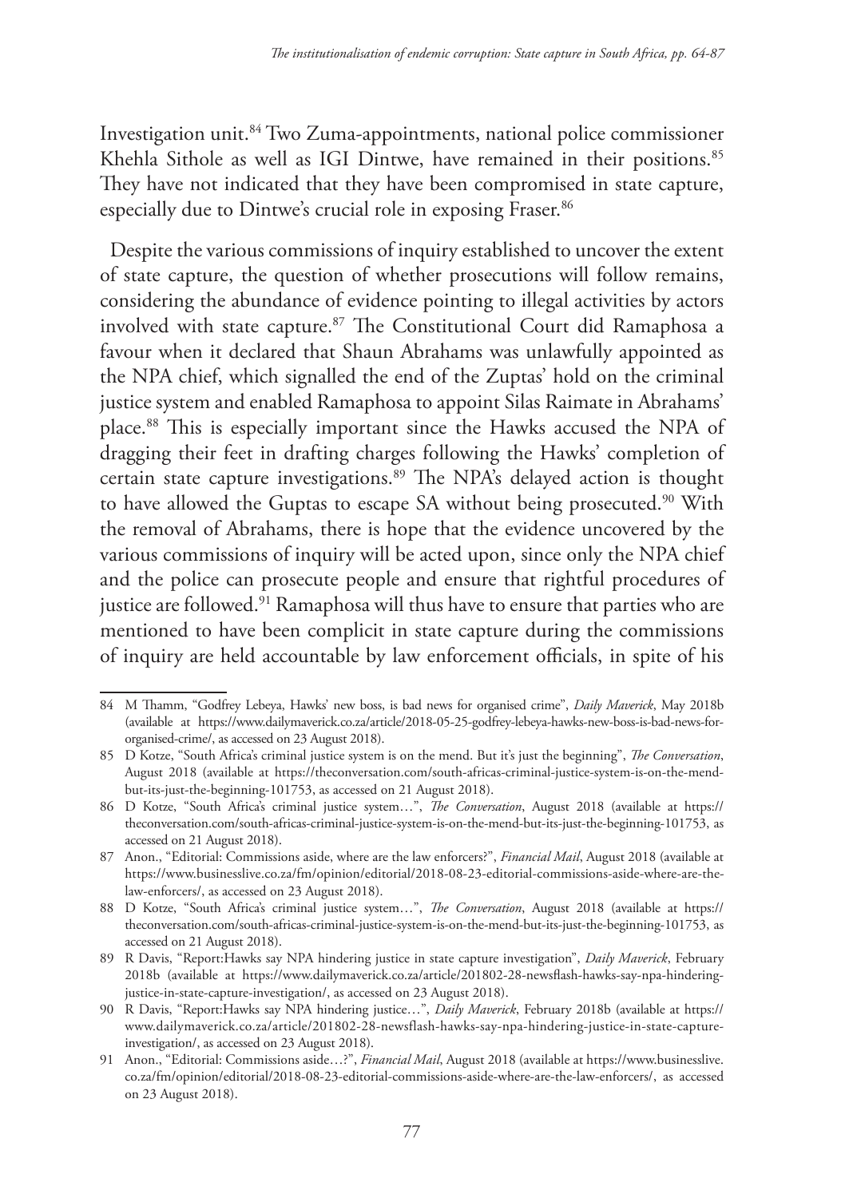Investigation unit.[84] Two Zuma-appointments, national police commissioner Khehla Sithole as well as IGI Dintwe, have remained in their positions.[85] They have not indicated that they have been compromised in state capture, especially due to Dintwe's crucial role in exposing Fraser.[86]

Despite the various commissions of inquiry established to uncover the extent of state capture, the question of whether prosecutions will follow remains, considering the abundance of evidence pointing to illegal activities by actors involved with state capture.[87] The Constitutional Court did Ramaphosa a favour when it declared that Shaun Abrahams was unlawfully appointed as the NPA chief, which signalled the end of the Zuptas' hold on the criminal justice system and enabled Ramaphosa to appoint Silas Raimate in Abrahams' place.[88] This is especially important since the Hawks accused the NPA of dragging their feet in drafting charges following the Hawks' completion of certain state capture investigations.[89] The NPA's delayed action is thought to have allowed the Guptas to escape SA without being prosecuted.[90] With the removal of Abrahams, there is hope that the evidence uncovered by the various commissions of inquiry will be acted upon, since only the NPA chief and the police can prosecute people and ensure that rightful procedures of justice are followed.[91] Ramaphosa will thus have to ensure that parties who are mentioned to have been complicit in state capture during the commissions of inquiry are held accountable by law enforcement officials, in spite of his

---

84 M Thamm, "Godfrey Lebeya, Hawks' new boss, is bad news for organised crime", *Daily Maverick*, May 2018b (available at https://www.dailymaverick.co.za/article/2018-05-25-godfrey-lebeya-hawks-new-boss-is-bad-news-for-organised-crime/, as accessed on 23 August 2018).

85 D Kotze, "South Africa's criminal justice system is on the mend. But it's just the beginning", *The Conversation*, August 2018 (available at https://theconversation.com/south-africas-criminal-justice-system-is-on-the-mend-but-its-just-the-beginning-101753, as accessed on 21 August 2018).

86 D Kotze, "South Africa's criminal justice system…", *The Conversation*, August 2018 (available at https://theconversation.com/south-africas-criminal-justice-system-is-on-the-mend-but-its-just-the-beginning-101753, as accessed on 21 August 2018).

87 Anon., "Editorial: Commissions aside, where are the law enforcers?", *Financial Mail*, August 2018 (available at https://www.businesslive.co.za/fm/opinion/editorial/2018-08-23-editorial-commissions-aside-where-are-the-law-enforcers/, as accessed on 23 August 2018).

88 D Kotze, "South Africa's criminal justice system…", *The Conversation*, August 2018 (available at https://theconversation.com/south-africas-criminal-justice-system-is-on-the-mend-but-its-just-the-beginning-101753, as accessed on 21 August 2018).

89 R Davis, "Report:Hawks say NPA hindering justice in state capture investigation", *Daily Maverick*, February 2018b (available at https://www.dailymaverick.co.za/article/201802-28-newsflash-hawks-say-npa-hindering-justice-in-state-capture-investigation/, as accessed on 23 August 2018).

90 R Davis, "Report:Hawks say NPA hindering justice…", *Daily Maverick*, February 2018b (available at https://www.dailymaverick.co.za/article/201802-28-newsflash-hawks-say-npa-hindering-justice-in-state-capture-investigation/, as accessed on 23 August 2018).

91 Anon., "Editorial: Commissions aside…?", *Financial Mail*, August 2018 (available at https://www.businesslive.co.za/fm/opinion/editorial/2018-08-23-editorial-commissions-aside-where-are-the-law-enforcers/, as accessed on 23 August 2018).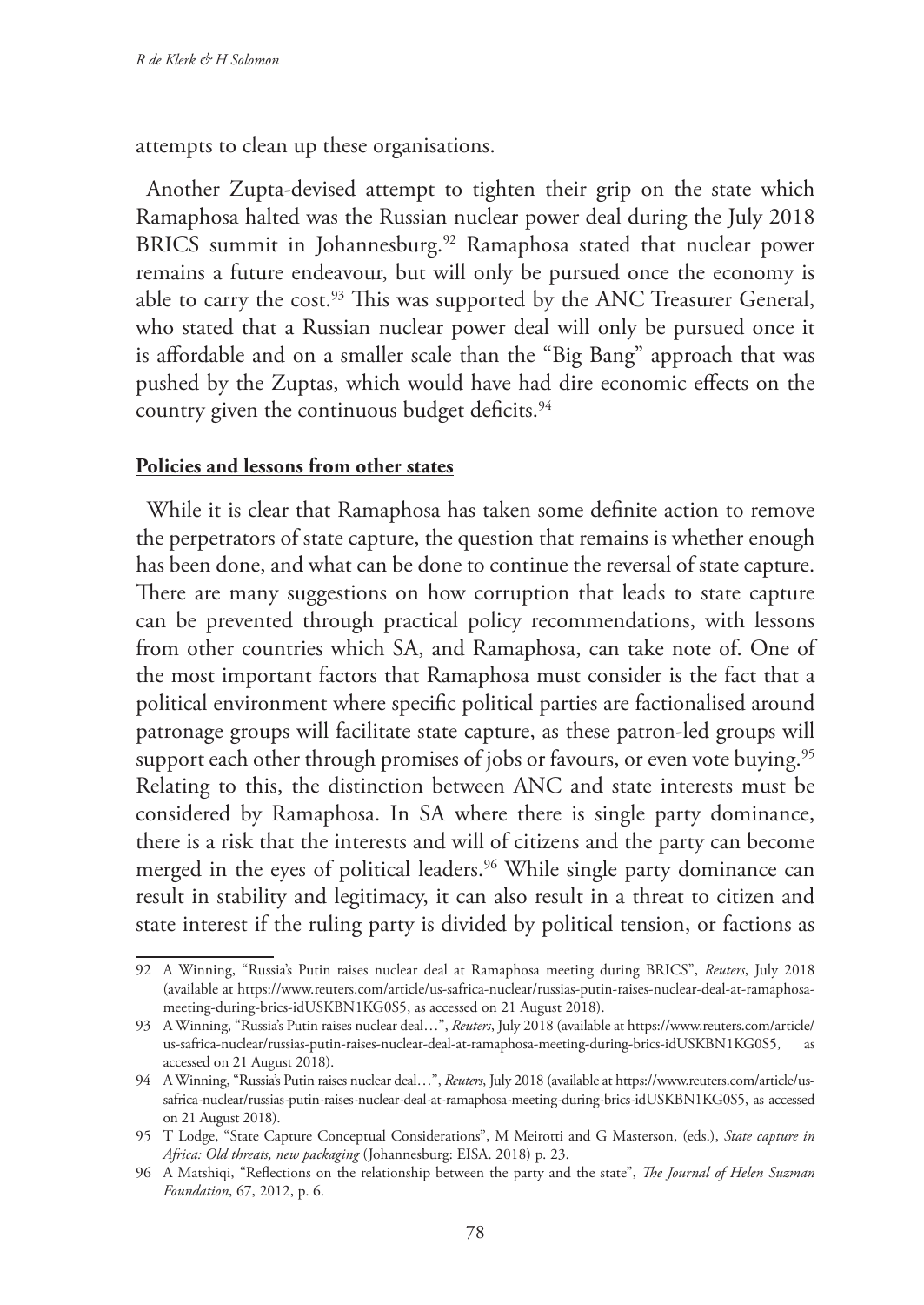attempts to clean up these organisations.

Another Zupta-devised attempt to tighten their grip on the state which Ramaphosa halted was the Russian nuclear power deal during the July 2018 BRICS summit in Johannesburg.[92] Ramaphosa stated that nuclear power remains a future endeavour, but will only be pursued once the economy is able to carry the cost.[93] This was supported by the ANC Treasurer General, who stated that a Russian nuclear power deal will only be pursued once it is affordable and on a smaller scale than the "Big Bang" approach that was pushed by the Zuptas, which would have had dire economic effects on the country given the continuous budget deficits.[94]

**Policies and lessons from other states**

While it is clear that Ramaphosa has taken some definite action to remove the perpetrators of state capture, the question that remains is whether enough has been done, and what can be done to continue the reversal of state capture. There are many suggestions on how corruption that leads to state capture can be prevented through practical policy recommendations, with lessons from other countries which SA, and Ramaphosa, can take note of. One of the most important factors that Ramaphosa must consider is the fact that a political environment where specific political parties are factionalised around patronage groups will facilitate state capture, as these patron-led groups will support each other through promises of jobs or favours, or even vote buying.[95] Relating to this, the distinction between ANC and state interests must be considered by Ramaphosa. In SA where there is single party dominance, there is a risk that the interests and will of citizens and the party can become merged in the eyes of political leaders.[96] While single party dominance can result in stability and legitimacy, it can also result in a threat to citizen and state interest if the ruling party is divided by political tension, or factions as

---

92 A Winning, "Russia's Putin raises nuclear deal at Ramaphosa meeting during BRICS", *Reuters*, July 2018 (available at https://www.reuters.com/article/us-safrica-nuclear/russias-putin-raises-nuclear-deal-at-ramaphosa-meeting-during-brics-idUSKBN1KG0S5, as accessed on 21 August 2018).

93 A Winning, "Russia's Putin raises nuclear deal…", *Reuters*, July 2018 (available at https://www.reuters.com/article/us-safrica-nuclear/russias-putin-raises-nuclear-deal-at-ramaphosa-meeting-during-brics-idUSKBN1KG0S5, as accessed on 21 August 2018).

94 A Winning, "Russia's Putin raises nuclear deal…", *Reuters*, July 2018 (available at https://www.reuters.com/article/us-safrica-nuclear/russias-putin-raises-nuclear-deal-at-ramaphosa-meeting-during-brics-idUSKBN1KG0S5, as accessed on 21 August 2018).

95 T Lodge, "State Capture Conceptual Considerations", M Meirotti and G Masterson, (eds.), *State capture in Africa: Old threats, new packaging* (Johannesburg: EISA. 2018) p. 23.

96 A Matshiqi, "Reflections on the relationship between the party and the state", *The Journal of Helen Suzman Foundation*, 67, 2012, p. 6.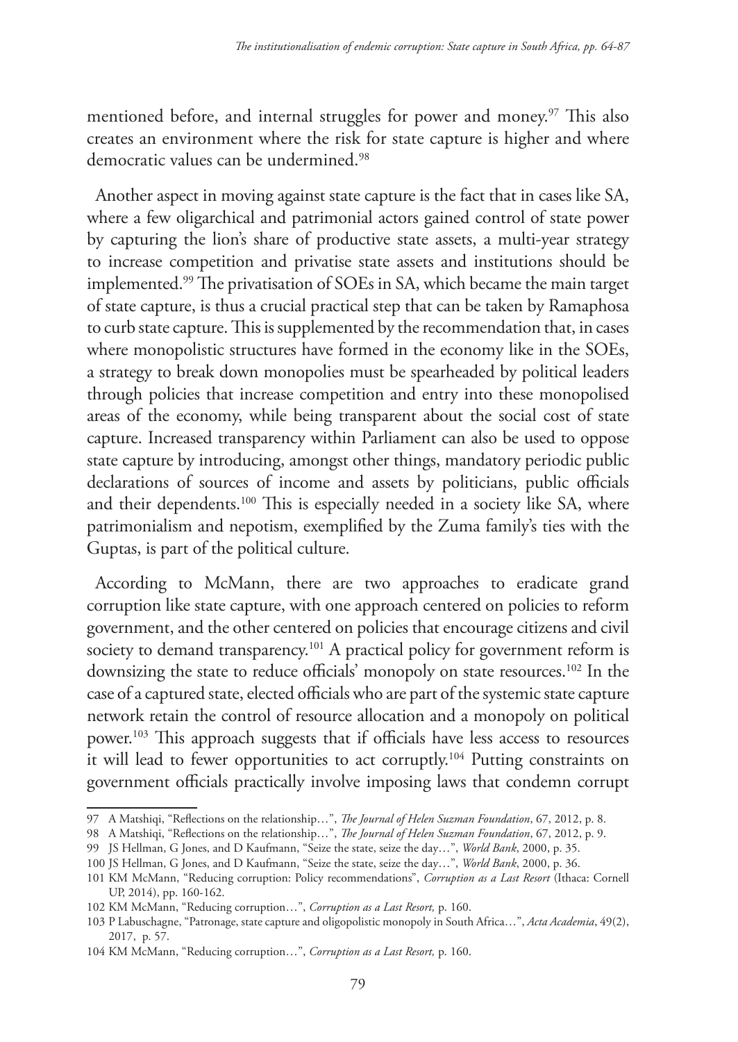mentioned before, and internal struggles for power and money.[97] This also creates an environment where the risk for state capture is higher and where democratic values can be undermined.[98]

Another aspect in moving against state capture is the fact that in cases like SA, where a few oligarchical and patrimonial actors gained control of state power by capturing the lion's share of productive state assets, a multi-year strategy to increase competition and privatise state assets and institutions should be implemented.[99] The privatisation of SOEs in SA, which became the main target of state capture, is thus a crucial practical step that can be taken by Ramaphosa to curb state capture. This is supplemented by the recommendation that, in cases where monopolistic structures have formed in the economy like in the SOEs, a strategy to break down monopolies must be spearheaded by political leaders through policies that increase competition and entry into these monopolised areas of the economy, while being transparent about the social cost of state capture. Increased transparency within Parliament can also be used to oppose state capture by introducing, amongst other things, mandatory periodic public declarations of sources of income and assets by politicians, public officials and their dependents.[100] This is especially needed in a society like SA, where patrimonialism and nepotism, exemplified by the Zuma family's ties with the Guptas, is part of the political culture.

According to McMann, there are two approaches to eradicate grand corruption like state capture, with one approach centered on policies to reform government, and the other centered on policies that encourage citizens and civil society to demand transparency.[101] A practical policy for government reform is downsizing the state to reduce officials' monopoly on state resources.[102] In the case of a captured state, elected officials who are part of the systemic state capture network retain the control of resource allocation and a monopoly on political power.[103] This approach suggests that if officials have less access to resources it will lead to fewer opportunities to act corruptly.[104] Putting constraints on government officials practically involve imposing laws that condemn corrupt

---

97 A Matshiqi, "Reflections on the relationship…", *The Journal of Helen Suzman Foundation*, 67, 2012, p. 8.

98 A Matshiqi, "Reflections on the relationship…", *The Journal of Helen Suzman Foundation*, 67, 2012, p. 9.

99 JS Hellman, G Jones, and D Kaufmann, "Seize the state, seize the day…", *World Bank*, 2000, p. 35.

100 JS Hellman, G Jones, and D Kaufmann, "Seize the state, seize the day…", *World Bank*, 2000, p. 36.

101 KM McMann, "Reducing corruption: Policy recommendations", *Corruption as a Last Resort* (Ithaca: Cornell UP, 2014), pp. 160-162.

102 KM McMann, "Reducing corruption…", *Corruption as a Last Resort,* p. 160.

103 P Labuschagne, "Patronage, state capture and oligopolistic monopoly in South Africa…", *Acta Academia*, 49(2), 2017, p. 57.

104 KM McMann, "Reducing corruption…", *Corruption as a Last Resort,* p. 160.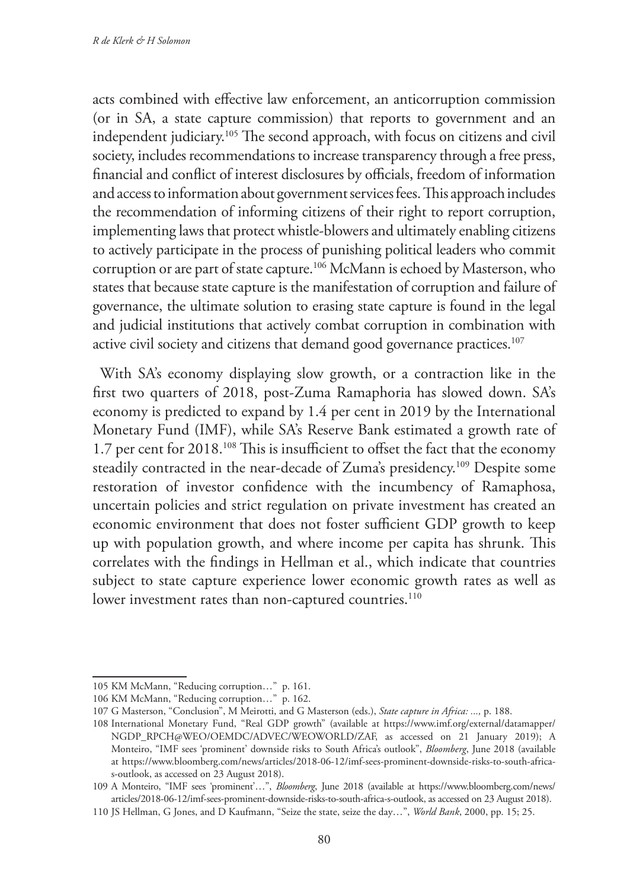acts combined with effective law enforcement, an anticorruption commission (or in SA, a state capture commission) that reports to government and an independent judiciary.[105] The second approach, with focus on citizens and civil society, includes recommendations to increase transparency through a free press, financial and conflict of interest disclosures by officials, freedom of information and access to information about government services fees. This approach includes the recommendation of informing citizens of their right to report corruption, implementing laws that protect whistle-blowers and ultimately enabling citizens to actively participate in the process of punishing political leaders who commit corruption or are part of state capture.[106] McMann is echoed by Masterson, who states that because state capture is the manifestation of corruption and failure of governance, the ultimate solution to erasing state capture is found in the legal and judicial institutions that actively combat corruption in combination with active civil society and citizens that demand good governance practices.[107]

With SA's economy displaying slow growth, or a contraction like in the first two quarters of 2018, post-Zuma Ramaphoria has slowed down. SA's economy is predicted to expand by 1.4 per cent in 2019 by the International Monetary Fund (IMF), while SA's Reserve Bank estimated a growth rate of 1.7 per cent for 2018.[108] This is insufficient to offset the fact that the economy steadily contracted in the near-decade of Zuma's presidency.[109] Despite some restoration of investor confidence with the incumbency of Ramaphosa, uncertain policies and strict regulation on private investment has created an economic environment that does not foster sufficient GDP growth to keep up with population growth, and where income per capita has shrunk. This correlates with the findings in Hellman et al., which indicate that countries subject to state capture experience lower economic growth rates as well as lower investment rates than non-captured countries.[110]

---

105 KM McMann, "Reducing corruption…" p. 161.

106 KM McMann, "Reducing corruption…" p. 162.

107 G Masterson, "Conclusion", M Meirotti, and G Masterson (eds.), *State capture in Africa: ...*, p. 188.

108 International Monetary Fund, "Real GDP growth" (available at https://www.imf.org/external/datamapper/NGDP_RPCH@WEO/OEMDC/ADVEC/WEOWORLD/ZAF, as accessed on 21 January 2019); A Monteiro, "IMF sees 'prominent' downside risks to South Africa's outlook", *Bloomberg*, June 2018 (available at https://www.bloomberg.com/news/articles/2018-06-12/imf-sees-prominent-downside-risks-to-south-africa-s-outlook, as accessed on 23 August 2018).

109 A Monteiro, "IMF sees 'prominent'…", *Bloomberg*, June 2018 (available at https://www.bloomberg.com/news/articles/2018-06-12/imf-sees-prominent-downside-risks-to-south-africa-s-outlook, as accessed on 23 August 2018).

110 JS Hellman, G Jones, and D Kaufmann, "Seize the state, seize the day…", *World Bank*, 2000, pp. 15; 25.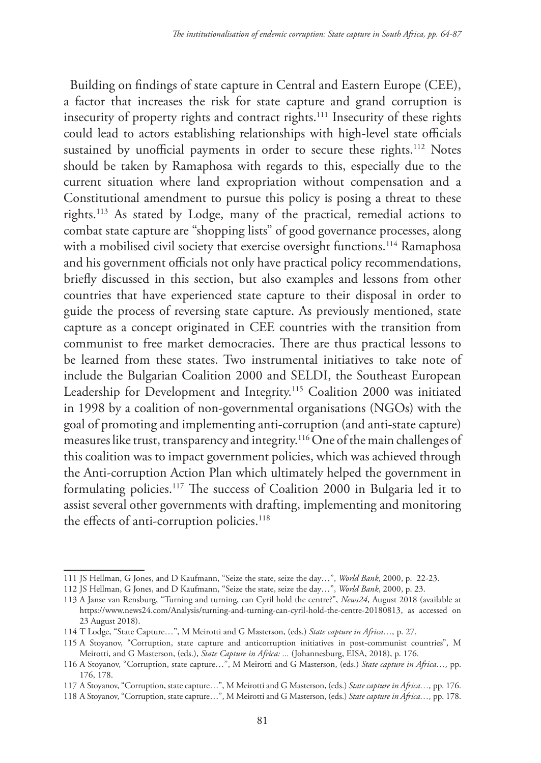Building on findings of state capture in Central and Eastern Europe (CEE), a factor that increases the risk for state capture and grand corruption is insecurity of property rights and contract rights.[111] Insecurity of these rights could lead to actors establishing relationships with high-level state officials sustained by unofficial payments in order to secure these rights.[112] Notes should be taken by Ramaphosa with regards to this, especially due to the current situation where land expropriation without compensation and a Constitutional amendment to pursue this policy is posing a threat to these rights.[113] As stated by Lodge, many of the practical, remedial actions to combat state capture are "shopping lists" of good governance processes, along with a mobilised civil society that exercise oversight functions.[114] Ramaphosa and his government officials not only have practical policy recommendations, briefly discussed in this section, but also examples and lessons from other countries that have experienced state capture to their disposal in order to guide the process of reversing state capture. As previously mentioned, state capture as a concept originated in CEE countries with the transition from communist to free market democracies. There are thus practical lessons to be learned from these states. Two instrumental initiatives to take note of include the Bulgarian Coalition 2000 and SELDI, the Southeast European Leadership for Development and Integrity.[115] Coalition 2000 was initiated in 1998 by a coalition of non-governmental organisations (NGOs) with the goal of promoting and implementing anti-corruption (and anti-state capture) measures like trust, transparency and integrity.[116] One of the main challenges of this coalition was to impact government policies, which was achieved through the Anti-corruption Action Plan which ultimately helped the government in formulating policies.[117] The success of Coalition 2000 in Bulgaria led it to assist several other governments with drafting, implementing and monitoring the effects of anti-corruption policies.[118]

---

111 JS Hellman, G Jones, and D Kaufmann, "Seize the state, seize the day…", *World Bank*, 2000, p. 22-23.

112 JS Hellman, G Jones, and D Kaufmann, "Seize the state, seize the day…", *World Bank*, 2000, p. 23.

113 A Janse van Rensburg, "Turning and turning, can Cyril hold the centre?", *News24*, August 2018 (available at https://www.news24.com/Analysis/turning-and-turning-can-cyril-hold-the-centre-20180813, as accessed on 23 August 2018).

114 T Lodge, "State Capture…", M Meirotti and G Masterson, (eds.) *State capture in Africa…,* p. 27.

115 A Stoyanov, "Corruption, state capture and anticorruption initiatives in post-communist countries", M Meirotti, and G Masterson, (eds.), *State Capture in Africa: ...* (Johannesburg, EISA, 2018), p. 176.

116 A Stoyanov, "Corruption, state capture…", M Meirotti and G Masterson, (eds.) *State capture in Africa…,* pp. 176, 178.

117 A Stoyanov, "Corruption, state capture…", M Meirotti and G Masterson, (eds.) *State capture in Africa…,* pp. 176.

118 A Stoyanov, "Corruption, state capture…", M Meirotti and G Masterson, (eds.) *State capture in Africa…,* pp. 178.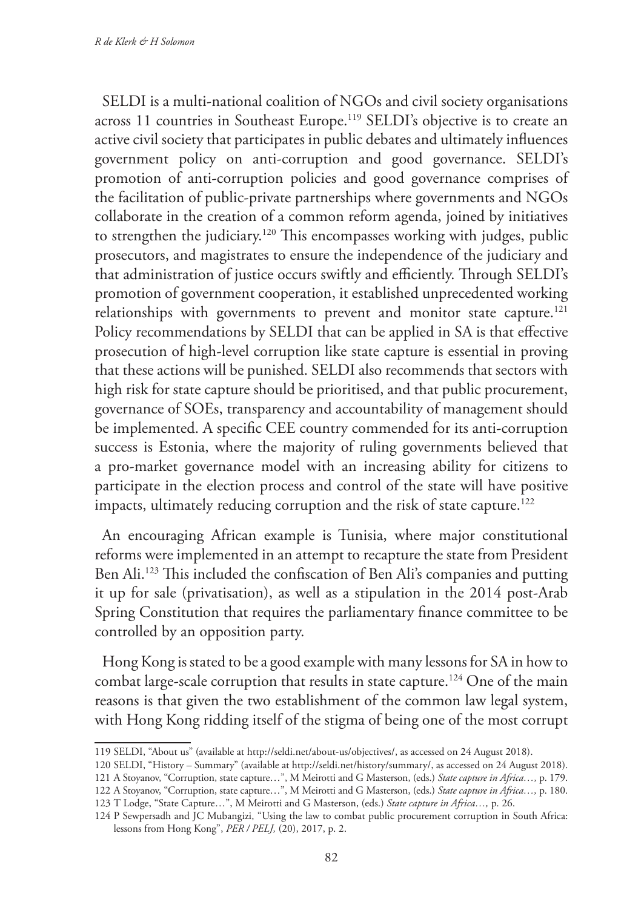SELDI is a multi-national coalition of NGOs and civil society organisations across 11 countries in Southeast Europe.[119] SELDI's objective is to create an active civil society that participates in public debates and ultimately influences government policy on anti-corruption and good governance. SELDI's promotion of anti-corruption policies and good governance comprises of the facilitation of public-private partnerships where governments and NGOs collaborate in the creation of a common reform agenda, joined by initiatives to strengthen the judiciary.[120] This encompasses working with judges, public prosecutors, and magistrates to ensure the independence of the judiciary and that administration of justice occurs swiftly and efficiently. Through SELDI's promotion of government cooperation, it established unprecedented working relationships with governments to prevent and monitor state capture.[121] Policy recommendations by SELDI that can be applied in SA is that effective prosecution of high-level corruption like state capture is essential in proving that these actions will be punished. SELDI also recommends that sectors with high risk for state capture should be prioritised, and that public procurement, governance of SOEs, transparency and accountability of management should be implemented. A specific CEE country commended for its anti-corruption success is Estonia, where the majority of ruling governments believed that a pro-market governance model with an increasing ability for citizens to participate in the election process and control of the state will have positive impacts, ultimately reducing corruption and the risk of state capture.[122]

An encouraging African example is Tunisia, where major constitutional reforms were implemented in an attempt to recapture the state from President Ben Ali.[123] This included the confiscation of Ben Ali's companies and putting it up for sale (privatisation), as well as a stipulation in the 2014 post-Arab Spring Constitution that requires the parliamentary finance committee to be controlled by an opposition party.

Hong Kong is stated to be a good example with many lessons for SA in how to combat large-scale corruption that results in state capture.[124] One of the main reasons is that given the two establishment of the common law legal system, with Hong Kong ridding itself of the stigma of being one of the most corrupt

---

119 SELDI, "About us" (available at http://seldi.net/about-us/objectives/, as accessed on 24 August 2018).

120 SELDI, "History – Summary" (available at http://seldi.net/history/summary/, as accessed on 24 August 2018).

121 A Stoyanov, "Corruption, state capture…", M Meirotti and G Masterson, (eds.) *State capture in Africa…,* p. 179.

122 A Stoyanov, "Corruption, state capture…", M Meirotti and G Masterson, (eds.) *State capture in Africa…,* p. 180.

123 T Lodge, "State Capture…", M Meirotti and G Masterson, (eds.) *State capture in Africa…,* p. 26.

124 P Sewpersadh and JC Mubangizi, "Using the law to combat public procurement corruption in South Africa: lessons from Hong Kong", *PER / PELJ,* (20), 2017, p. 2.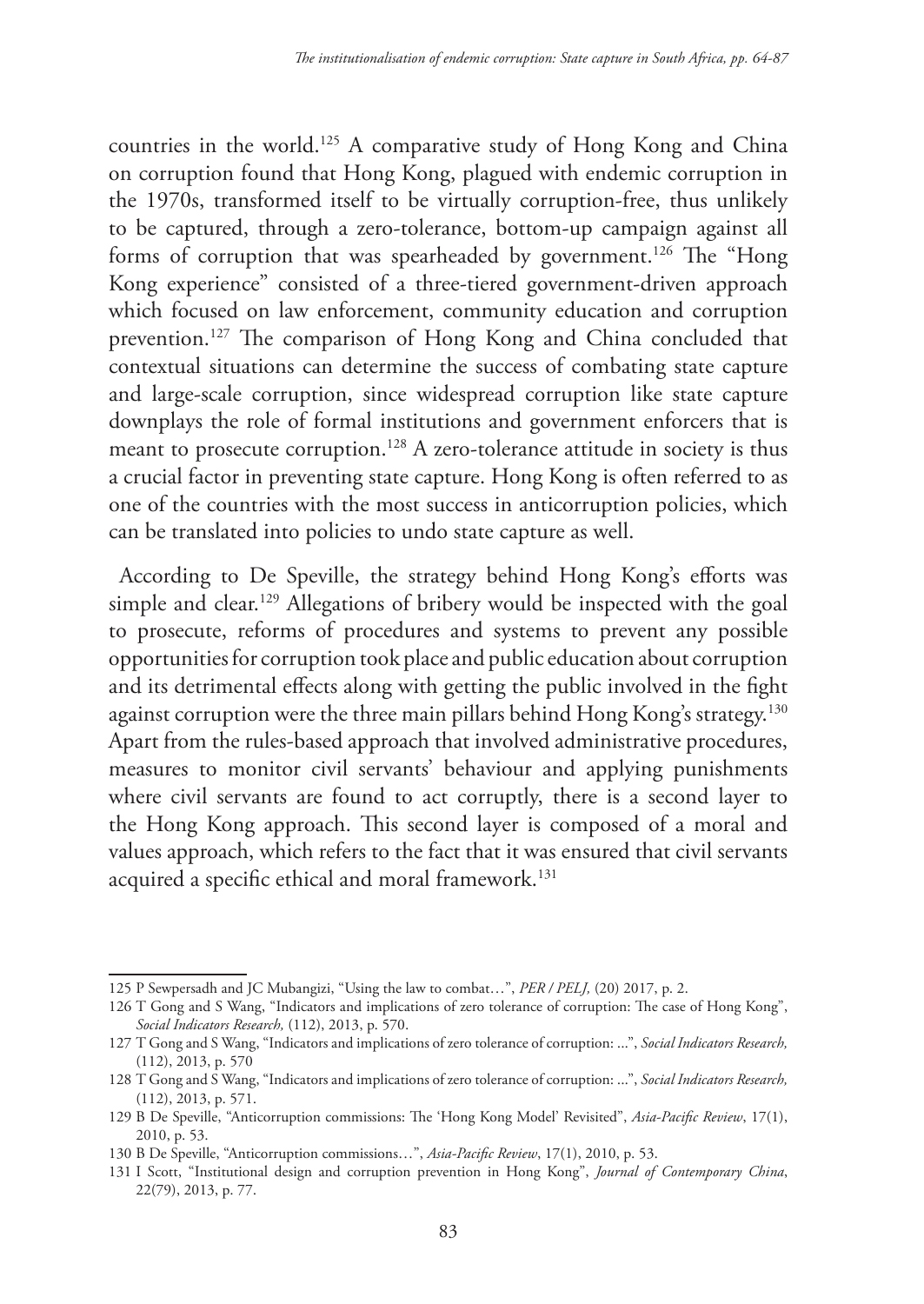countries in the world.[125] A comparative study of Hong Kong and China on corruption found that Hong Kong, plagued with endemic corruption in the 1970s, transformed itself to be virtually corruption-free, thus unlikely to be captured, through a zero-tolerance, bottom-up campaign against all forms of corruption that was spearheaded by government.[126] The "Hong Kong experience" consisted of a three-tiered government-driven approach which focused on law enforcement, community education and corruption prevention.[127] The comparison of Hong Kong and China concluded that contextual situations can determine the success of combating state capture and large-scale corruption, since widespread corruption like state capture downplays the role of formal institutions and government enforcers that is meant to prosecute corruption.[128] A zero-tolerance attitude in society is thus a crucial factor in preventing state capture. Hong Kong is often referred to as one of the countries with the most success in anticorruption policies, which can be translated into policies to undo state capture as well.

According to De Speville, the strategy behind Hong Kong's efforts was simple and clear.[129] Allegations of bribery would be inspected with the goal to prosecute, reforms of procedures and systems to prevent any possible opportunities for corruption took place and public education about corruption and its detrimental effects along with getting the public involved in the fight against corruption were the three main pillars behind Hong Kong's strategy.[130] Apart from the rules-based approach that involved administrative procedures, measures to monitor civil servants' behaviour and applying punishments where civil servants are found to act corruptly, there is a second layer to the Hong Kong approach. This second layer is composed of a moral and values approach, which refers to the fact that it was ensured that civil servants acquired a specific ethical and moral framework.[131]

---

125 P Sewpersadh and JC Mubangizi, "Using the law to combat…", *PER / PELJ,* (20) 2017, p. 2.

126 T Gong and S Wang, "Indicators and implications of zero tolerance of corruption: The case of Hong Kong", *Social Indicators Research,* (112), 2013, p. 570.

127 T Gong and S Wang, "Indicators and implications of zero tolerance of corruption: ...", *Social Indicators Research,* (112), 2013, p. 570

128 T Gong and S Wang, "Indicators and implications of zero tolerance of corruption: ...", *Social Indicators Research,* (112), 2013, p. 571.

129 B De Speville, "Anticorruption commissions: The 'Hong Kong Model' Revisited", *Asia-Pacific Review*, 17(1), 2010, p. 53.

130 B De Speville, "Anticorruption commissions…", *Asia-Pacific Review*, 17(1), 2010, p. 53.

131 I Scott, "Institutional design and corruption prevention in Hong Kong", *Journal of Contemporary China*, 22(79), 2013, p. 77.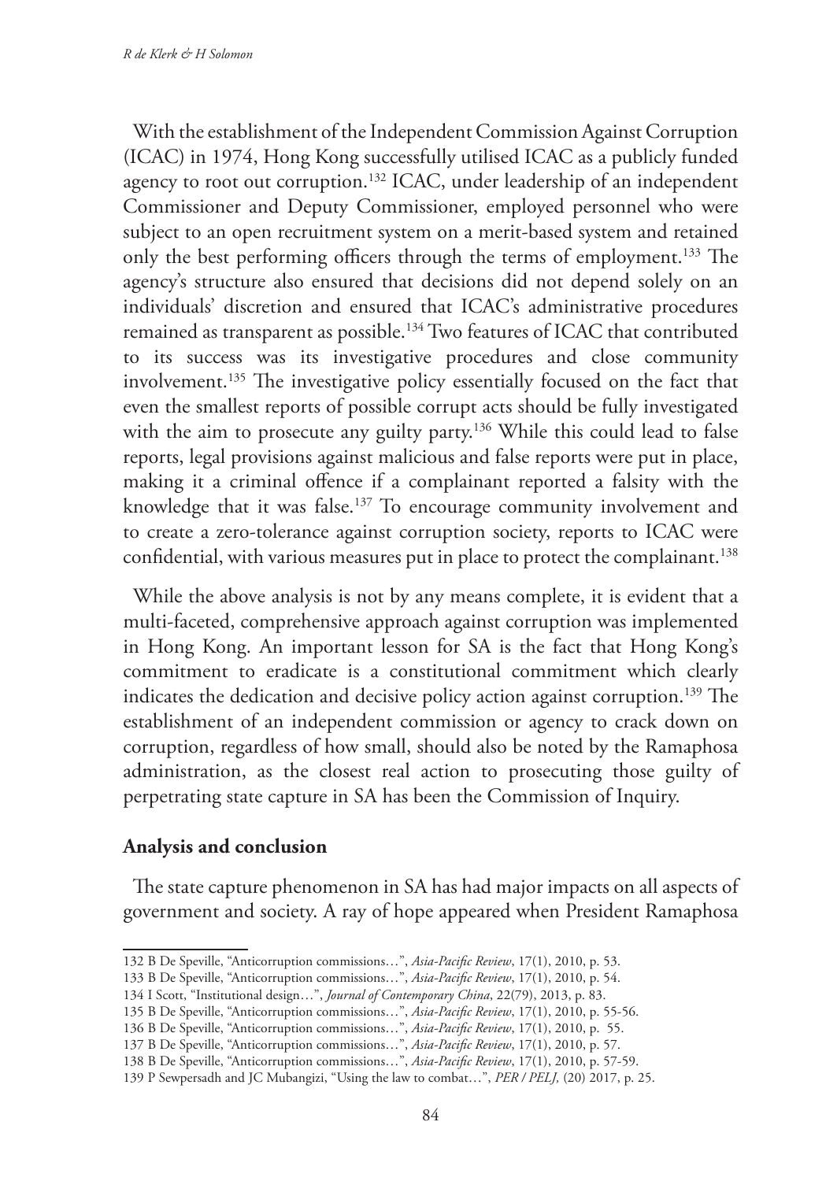With the establishment of the Independent Commission Against Corruption (ICAC) in 1974, Hong Kong successfully utilised ICAC as a publicly funded agency to root out corruption.[132] ICAC, under leadership of an independent Commissioner and Deputy Commissioner, employed personnel who were subject to an open recruitment system on a merit-based system and retained only the best performing officers through the terms of employment.[133] The agency's structure also ensured that decisions did not depend solely on an individuals' discretion and ensured that ICAC's administrative procedures remained as transparent as possible.[134] Two features of ICAC that contributed to its success was its investigative procedures and close community involvement.[135] The investigative policy essentially focused on the fact that even the smallest reports of possible corrupt acts should be fully investigated with the aim to prosecute any guilty party.[136] While this could lead to false reports, legal provisions against malicious and false reports were put in place, making it a criminal offence if a complainant reported a falsity with the knowledge that it was false.[137] To encourage community involvement and to create a zero-tolerance against corruption society, reports to ICAC were confidential, with various measures put in place to protect the complainant.[138]

While the above analysis is not by any means complete, it is evident that a multi-faceted, comprehensive approach against corruption was implemented in Hong Kong. An important lesson for SA is the fact that Hong Kong's commitment to eradicate is a constitutional commitment which clearly indicates the dedication and decisive policy action against corruption.[139] The establishment of an independent commission or agency to crack down on corruption, regardless of how small, should also be noted by the Ramaphosa administration, as the closest real action to prosecuting those guilty of perpetrating state capture in SA has been the Commission of Inquiry.

## Analysis and conclusion

The state capture phenomenon in SA has had major impacts on all aspects of government and society. A ray of hope appeared when President Ramaphosa

---

132 B De Speville, "Anticorruption commissions…", *Asia-Pacific Review*, 17(1), 2010, p. 53.

133 B De Speville, "Anticorruption commissions…", *Asia-Pacific Review*, 17(1), 2010, p. 54.

134 I Scott, "Institutional design…", *Journal of Contemporary China*, 22(79), 2013, p. 83.

135 B De Speville, "Anticorruption commissions…", *Asia-Pacific Review*, 17(1), 2010, p. 55-56.

136 B De Speville, "Anticorruption commissions…", *Asia-Pacific Review*, 17(1), 2010, p. 55.

137 B De Speville, "Anticorruption commissions…", *Asia-Pacific Review*, 17(1), 2010, p. 57.

138 B De Speville, "Anticorruption commissions…", *Asia-Pacific Review*, 17(1), 2010, p. 57-59.

139 P Sewpersadh and JC Mubangizi, "Using the law to combat…", *PER / PELJ,* (20) 2017, p. 25.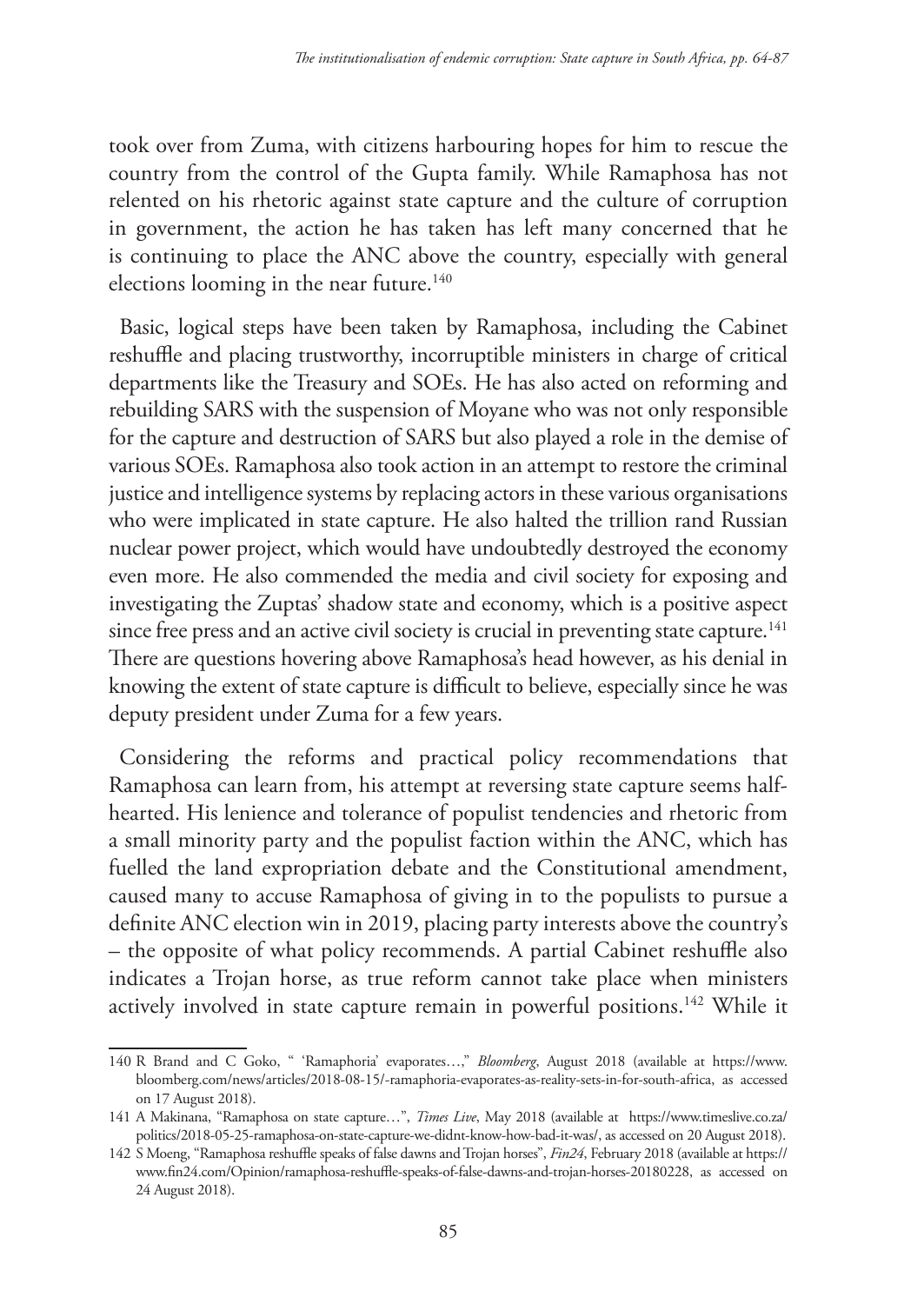took over from Zuma, with citizens harbouring hopes for him to rescue the country from the control of the Gupta family. While Ramaphosa has not relented on his rhetoric against state capture and the culture of corruption in government, the action he has taken has left many concerned that he is continuing to place the ANC above the country, especially with general elections looming in the near future.[140]

Basic, logical steps have been taken by Ramaphosa, including the Cabinet reshuffle and placing trustworthy, incorruptible ministers in charge of critical departments like the Treasury and SOEs. He has also acted on reforming and rebuilding SARS with the suspension of Moyane who was not only responsible for the capture and destruction of SARS but also played a role in the demise of various SOEs. Ramaphosa also took action in an attempt to restore the criminal justice and intelligence systems by replacing actors in these various organisations who were implicated in state capture. He also halted the trillion rand Russian nuclear power project, which would have undoubtedly destroyed the economy even more. He also commended the media and civil society for exposing and investigating the Zuptas' shadow state and economy, which is a positive aspect since free press and an active civil society is crucial in preventing state capture.[141] There are questions hovering above Ramaphosa's head however, as his denial in knowing the extent of state capture is difficult to believe, especially since he was deputy president under Zuma for a few years.

Considering the reforms and practical policy recommendations that Ramaphosa can learn from, his attempt at reversing state capture seems half-hearted. His lenience and tolerance of populist tendencies and rhetoric from a small minority party and the populist faction within the ANC, which has fuelled the land expropriation debate and the Constitutional amendment, caused many to accuse Ramaphosa of giving in to the populists to pursue a definite ANC election win in 2019, placing party interests above the country's – the opposite of what policy recommends. A partial Cabinet reshuffle also indicates a Trojan horse, as true reform cannot take place when ministers actively involved in state capture remain in powerful positions.[142] While it

---

140 R Brand and C Goko, " 'Ramaphoria' evaporates…," *Bloomberg*, August 2018 (available at https://www.bloomberg.com/news/articles/2018-08-15/-ramaphoria-evaporates-as-reality-sets-in-for-south-africa, as accessed on 17 August 2018).

141 A Makinana, "Ramaphosa on state capture…", *Times Live*, May 2018 (available at https://www.timeslive.co.za/politics/2018-05-25-ramaphosa-on-state-capture-we-didnt-know-how-bad-it-was/, as accessed on 20 August 2018).

142 S Moeng, "Ramaphosa reshuffle speaks of false dawns and Trojan horses", *Fin24*, February 2018 (available at https://www.fin24.com/Opinion/ramaphosa-reshuffle-speaks-of-false-dawns-and-trojan-horses-20180228, as accessed on 24 August 2018).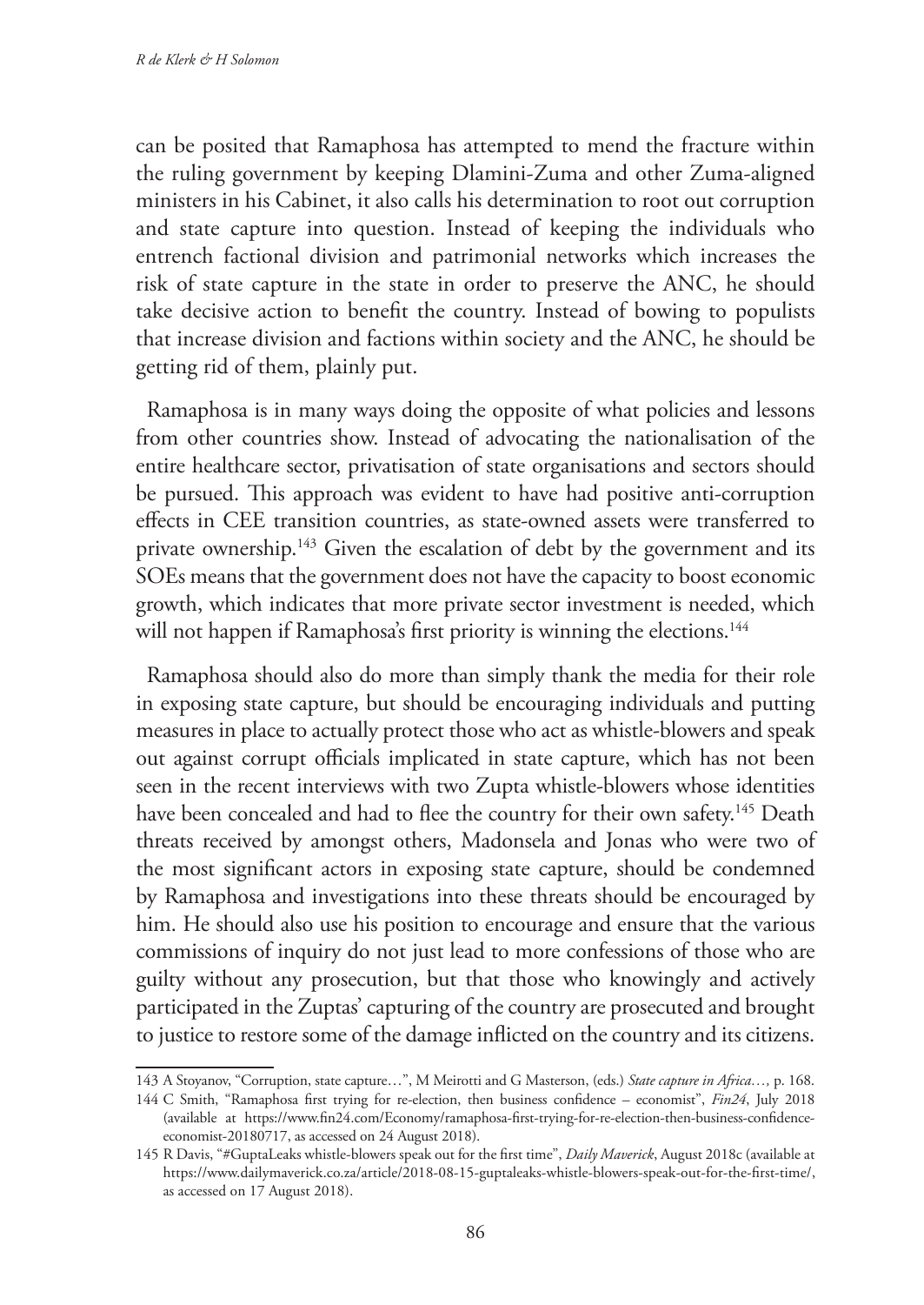can be posited that Ramaphosa has attempted to mend the fracture within the ruling government by keeping Dlamini-Zuma and other Zuma-aligned ministers in his Cabinet, it also calls his determination to root out corruption and state capture into question. Instead of keeping the individuals who entrench factional division and patrimonial networks which increases the risk of state capture in the state in order to preserve the ANC, he should take decisive action to benefit the country. Instead of bowing to populists that increase division and factions within society and the ANC, he should be getting rid of them, plainly put.

Ramaphosa is in many ways doing the opposite of what policies and lessons from other countries show. Instead of advocating the nationalisation of the entire healthcare sector, privatisation of state organisations and sectors should be pursued. This approach was evident to have had positive anti-corruption effects in CEE transition countries, as state-owned assets were transferred to private ownership.[143] Given the escalation of debt by the government and its SOEs means that the government does not have the capacity to boost economic growth, which indicates that more private sector investment is needed, which will not happen if Ramaphosa's first priority is winning the elections.[144]

Ramaphosa should also do more than simply thank the media for their role in exposing state capture, but should be encouraging individuals and putting measures in place to actually protect those who act as whistle-blowers and speak out against corrupt officials implicated in state capture, which has not been seen in the recent interviews with two Zupta whistle-blowers whose identities have been concealed and had to flee the country for their own safety.[145] Death threats received by amongst others, Madonsela and Jonas who were two of the most significant actors in exposing state capture, should be condemned by Ramaphosa and investigations into these threats should be encouraged by him. He should also use his position to encourage and ensure that the various commissions of inquiry do not just lead to more confessions of those who are guilty without any prosecution, but that those who knowingly and actively participated in the Zuptas' capturing of the country are prosecuted and brought to justice to restore some of the damage inflicted on the country and its citizens.

---

143 A Stoyanov, "Corruption, state capture…", M Meirotti and G Masterson, (eds.) *State capture in Africa…,* p. 168.

144 C Smith, "Ramaphosa first trying for re-election, then business confidence – economist", *Fin24*, July 2018 (available at https://www.fin24.com/Economy/ramaphosa-first-trying-for-re-election-then-business-confidence-economist-20180717, as accessed on 24 August 2018).

145 R Davis, "#GuptaLeaks whistle-blowers speak out for the first time", *Daily Maverick*, August 2018c (available at https://www.dailymaverick.co.za/article/2018-08-15-guptaleaks-whistle-blowers-speak-out-for-the-first-time/, as accessed on 17 August 2018).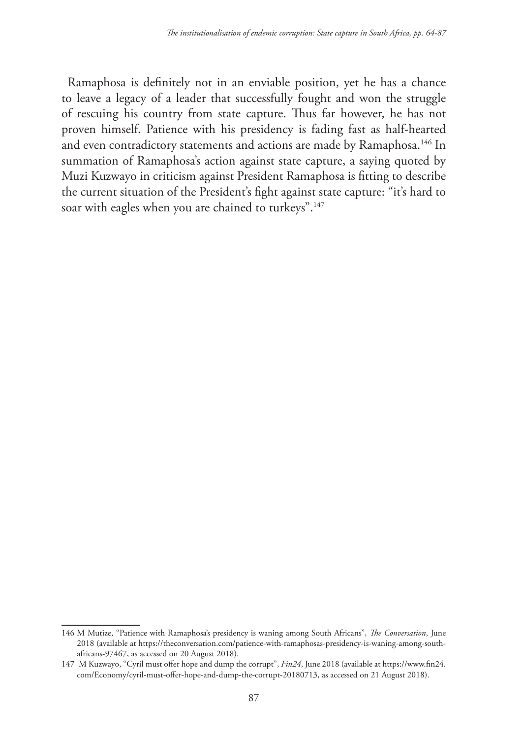Ramaphosa is definitely not in an enviable position, yet he has a chance to leave a legacy of a leader that successfully fought and won the struggle of rescuing his country from state capture. Thus far however, he has not proven himself. Patience with his presidency is fading fast as half-hearted and even contradictory statements and actions are made by Ramaphosa.[146] In summation of Ramaphosa's action against state capture, a saying quoted by Muzi Kuzwayo in criticism against President Ramaphosa is fitting to describe the current situation of the President's fight against state capture: "it's hard to soar with eagles when you are chained to turkeys".[147]

---

146 M Mutize, "Patience with Ramaphosa's presidency is waning among South Africans", *The Conversation*, June 2018 (available at https://theconversation.com/patience-with-ramaphosas-presidency-is-waning-among-south-africans-97467, as accessed on 20 August 2018).

147 M Kuzwayo, "Cyril must offer hope and dump the corrupt", *Fin24*, June 2018 (available at https://www.fin24.com/Economy/cyril-must-offer-hope-and-dump-the-corrupt-20180713, as accessed on 21 August 2018).